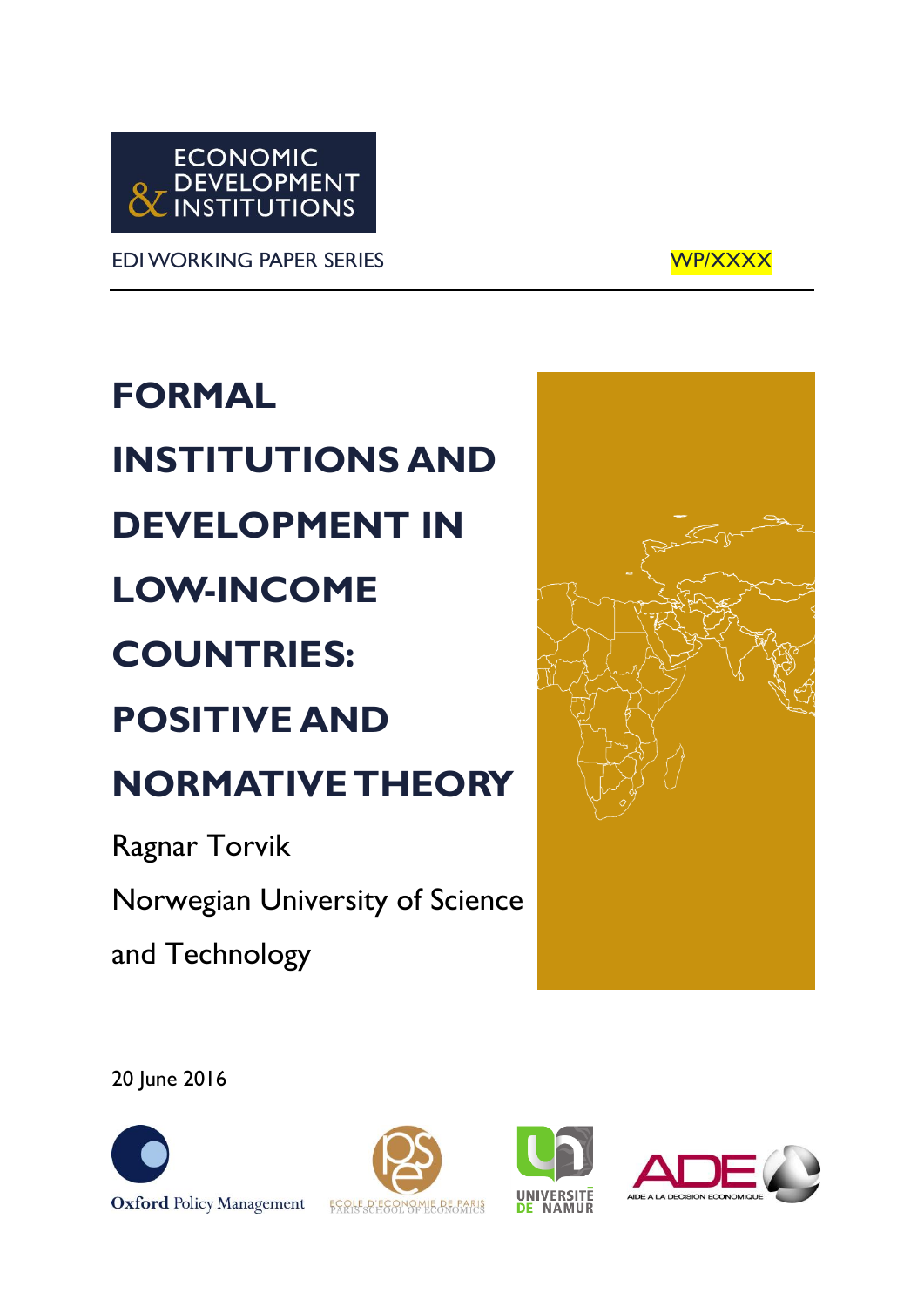ECONOMIC DEVELOPMENT & INSTITUTIONS

EDI WORKING PAPER SERIES WP/XXXX

# FORMAL INSTITUTIONS AND DEVELOPMENT IN LOW-INCOME COUNTRIES: POSITIVE AND NORMATIVE THEORY

Ragnar Torvik

Norwegian University of Science and Technology

20 June 2016

Oxford Policy Management

ECOLE D'ECONOMIE DE PARIS
PARIS SCHOOL OF ECONOMICS

UNIVERSITÉ DE NAMUR

ADE
AIDE A LA DECISION ECONOMIQUE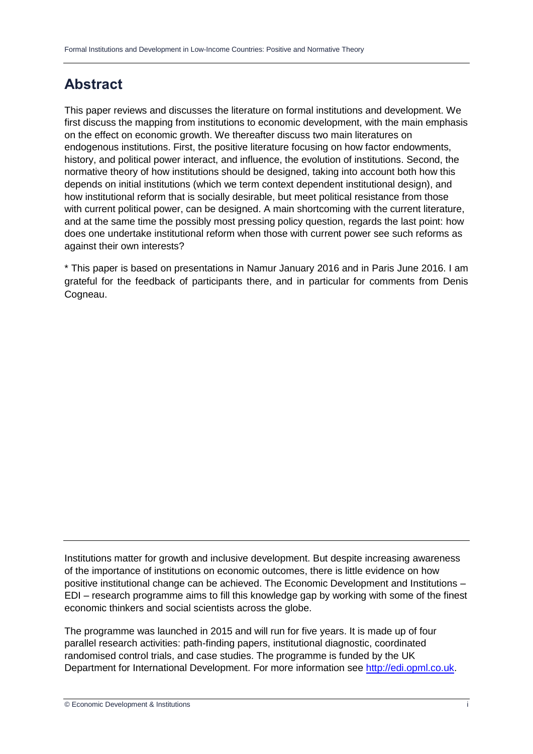## Abstract

This paper reviews and discusses the literature on formal institutions and development. We first discuss the mapping from institutions to economic development, with the main emphasis on the effect on economic growth. We thereafter discuss two main literatures on endogenous institutions. First, the positive literature focusing on how factor endowments, history, and political power interact, and influence, the evolution of institutions. Second, the normative theory of how institutions should be designed, taking into account both how this depends on initial institutions (which we term context dependent institutional design), and how institutional reform that is socially desirable, but meet political resistance from those with current political power, can be designed. A main shortcoming with the current literature, and at the same time the possibly most pressing policy question, regards the last point: how does one undertake institutional reform when those with current power see such reforms as against their own interests?

* This paper is based on presentations in Namur January 2016 and in Paris June 2016. I am grateful for the feedback of participants there, and in particular for comments from Denis Cogneau.

---

Institutions matter for growth and inclusive development. But despite increasing awareness of the importance of institutions on economic outcomes, there is little evidence on how positive institutional change can be achieved. The Economic Development and Institutions – EDI – research programme aims to fill this knowledge gap by working with some of the finest economic thinkers and social scientists across the globe.

The programme was launched in 2015 and will run for five years. It is made up of four parallel research activities: path-finding papers, institutional diagnostic, coordinated randomised control trials, and case studies. The programme is funded by the UK Department for International Development. For more information see [http://edi.opml.co.uk](http://edi.opml.co.uk).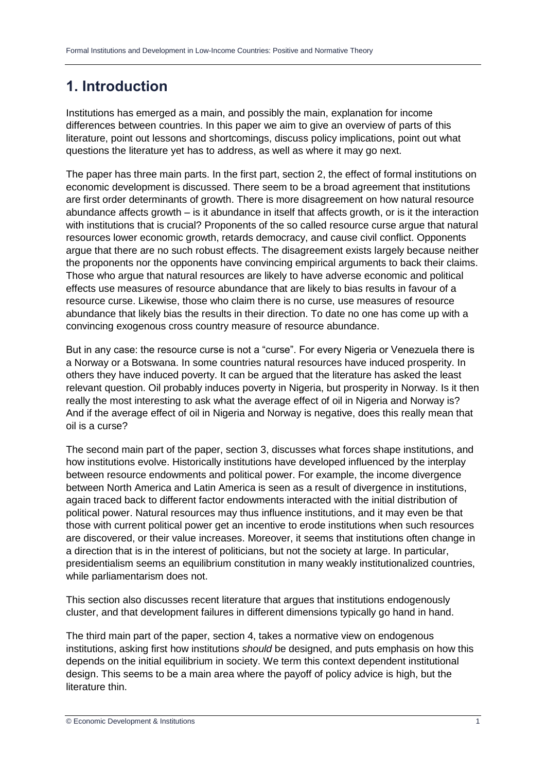# 1. Introduction

Institutions has emerged as a main, and possibly the main, explanation for income differences between countries. In this paper we aim to give an overview of parts of this literature, point out lessons and shortcomings, discuss policy implications, point out what questions the literature yet has to address, as well as where it may go next.

The paper has three main parts. In the first part, section 2, the effect of formal institutions on economic development is discussed. There seem to be a broad agreement that institutions are first order determinants of growth. There is more disagreement on how natural resource abundance affects growth – is it abundance in itself that affects growth, or is it the interaction with institutions that is crucial? Proponents of the so called resource curse argue that natural resources lower economic growth, retards democracy, and cause civil conflict. Opponents argue that there are no such robust effects. The disagreement exists largely because neither the proponents nor the opponents have convincing empirical arguments to back their claims. Those who argue that natural resources are likely to have adverse economic and political effects use measures of resource abundance that are likely to bias results in favour of a resource curse. Likewise, those who claim there is no curse, use measures of resource abundance that likely bias the results in their direction. To date no one has come up with a convincing exogenous cross country measure of resource abundance.

But in any case: the resource curse is not a "curse". For every Nigeria or Venezuela there is a Norway or a Botswana. In some countries natural resources have induced prosperity. In others they have induced poverty. It can be argued that the literature has asked the least relevant question. Oil probably induces poverty in Nigeria, but prosperity in Norway. Is it then really the most interesting to ask what the average effect of oil in Nigeria and Norway is? And if the average effect of oil in Nigeria and Norway is negative, does this really mean that oil is a curse?

The second main part of the paper, section 3, discusses what forces shape institutions, and how institutions evolve. Historically institutions have developed influenced by the interplay between resource endowments and political power. For example, the income divergence between North America and Latin America is seen as a result of divergence in institutions, again traced back to different factor endowments interacted with the initial distribution of political power. Natural resources may thus influence institutions, and it may even be that those with current political power get an incentive to erode institutions when such resources are discovered, or their value increases. Moreover, it seems that institutions often change in a direction that is in the interest of politicians, but not the society at large. In particular, presidentialism seems an equilibrium constitution in many weakly institutionalized countries, while parliamentarism does not.

This section also discusses recent literature that argues that institutions endogenously cluster, and that development failures in different dimensions typically go hand in hand.

The third main part of the paper, section 4, takes a normative view on endogenous institutions, asking first how institutions *should* be designed, and puts emphasis on how this depends on the initial equilibrium in society. We term this context dependent institutional design. This seems to be a main area where the payoff of policy advice is high, but the literature thin.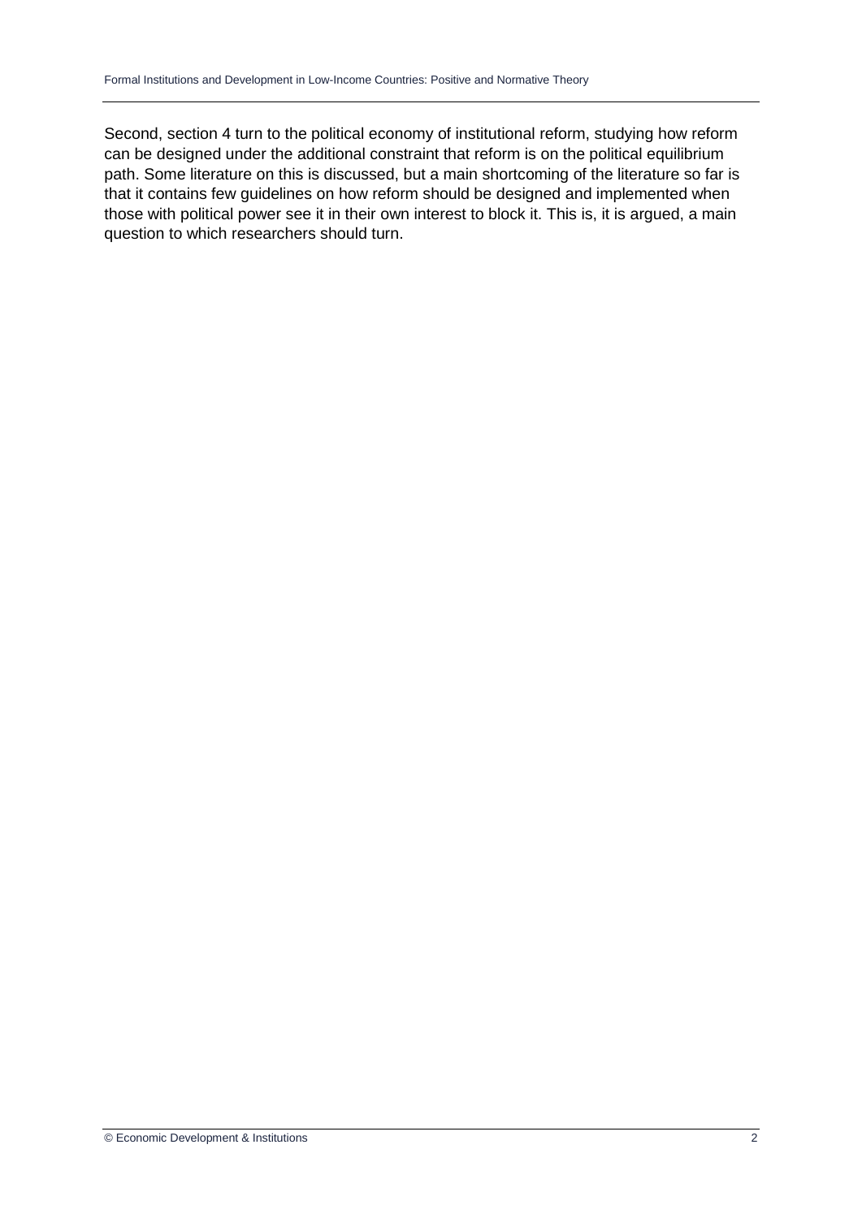Second, section 4 turn to the political economy of institutional reform, studying how reform can be designed under the additional constraint that reform is on the political equilibrium path. Some literature on this is discussed, but a main shortcoming of the literature so far is that it contains few guidelines on how reform should be designed and implemented when those with political power see it in their own interest to block it. This is, it is argued, a main question to which researchers should turn.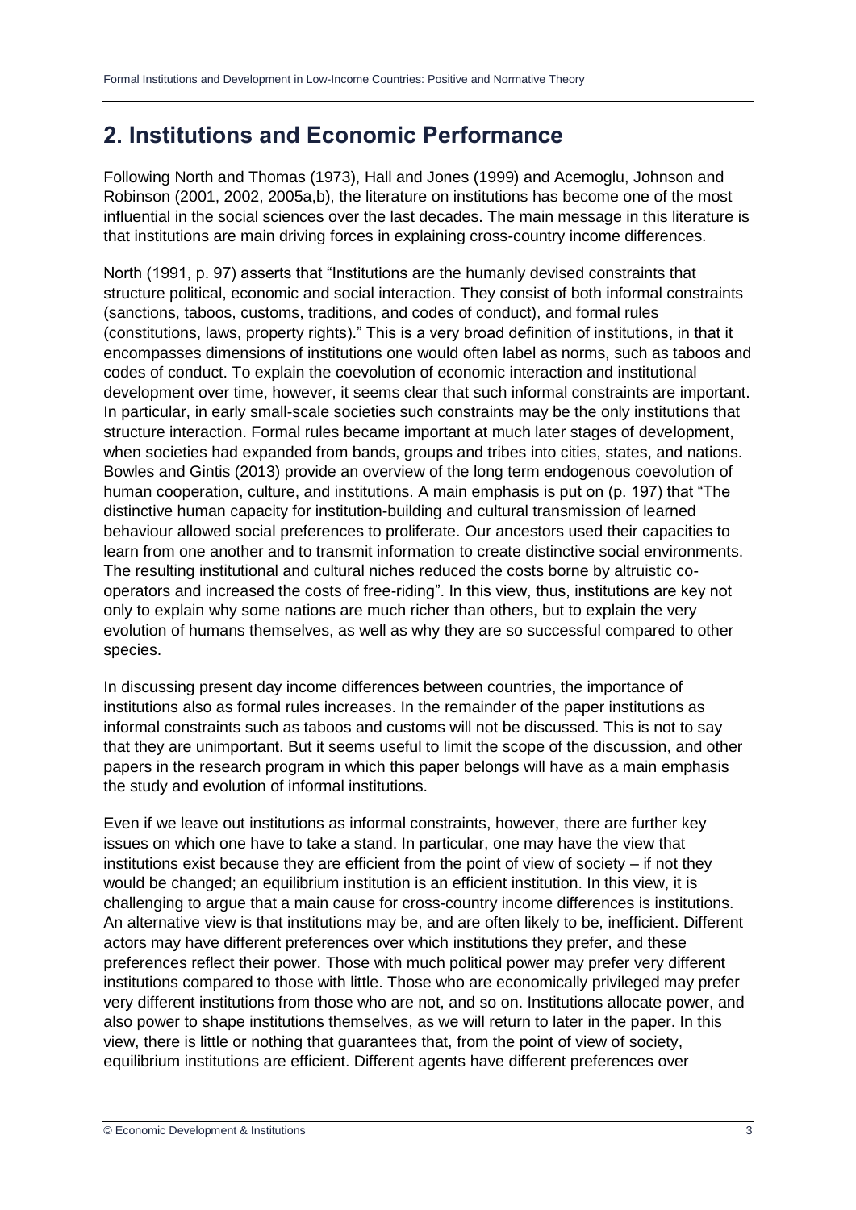## 2. Institutions and Economic Performance

Following North and Thomas (1973), Hall and Jones (1999) and Acemoglu, Johnson and Robinson (2001, 2002, 2005a,b), the literature on institutions has become one of the most influential in the social sciences over the last decades. The main message in this literature is that institutions are main driving forces in explaining cross-country income differences.

North (1991, p. 97) asserts that "Institutions are the humanly devised constraints that structure political, economic and social interaction. They consist of both informal constraints (sanctions, taboos, customs, traditions, and codes of conduct), and formal rules (constitutions, laws, property rights)." This is a very broad definition of institutions, in that it encompasses dimensions of institutions one would often label as norms, such as taboos and codes of conduct. To explain the coevolution of economic interaction and institutional development over time, however, it seems clear that such informal constraints are important. In particular, in early small-scale societies such constraints may be the only institutions that structure interaction. Formal rules became important at much later stages of development, when societies had expanded from bands, groups and tribes into cities, states, and nations. Bowles and Gintis (2013) provide an overview of the long term endogenous coevolution of human cooperation, culture, and institutions. A main emphasis is put on (p. 197) that "The distinctive human capacity for institution-building and cultural transmission of learned behaviour allowed social preferences to proliferate. Our ancestors used their capacities to learn from one another and to transmit information to create distinctive social environments. The resulting institutional and cultural niches reduced the costs borne by altruistic co-operators and increased the costs of free-riding". In this view, thus, institutions are key not only to explain why some nations are much richer than others, but to explain the very evolution of humans themselves, as well as why they are so successful compared to other species.

In discussing present day income differences between countries, the importance of institutions also as formal rules increases. In the remainder of the paper institutions as informal constraints such as taboos and customs will not be discussed. This is not to say that they are unimportant. But it seems useful to limit the scope of the discussion, and other papers in the research program in which this paper belongs will have as a main emphasis the study and evolution of informal institutions.

Even if we leave out institutions as informal constraints, however, there are further key issues on which one have to take a stand. In particular, one may have the view that institutions exist because they are efficient from the point of view of society – if not they would be changed; an equilibrium institution is an efficient institution. In this view, it is challenging to argue that a main cause for cross-country income differences is institutions. An alternative view is that institutions may be, and are often likely to be, inefficient. Different actors may have different preferences over which institutions they prefer, and these preferences reflect their power. Those with much political power may prefer very different institutions compared to those with little. Those who are economically privileged may prefer very different institutions from those who are not, and so on. Institutions allocate power, and also power to shape institutions themselves, as we will return to later in the paper. In this view, there is little or nothing that guarantees that, from the point of view of society, equilibrium institutions are efficient. Different agents have different preferences over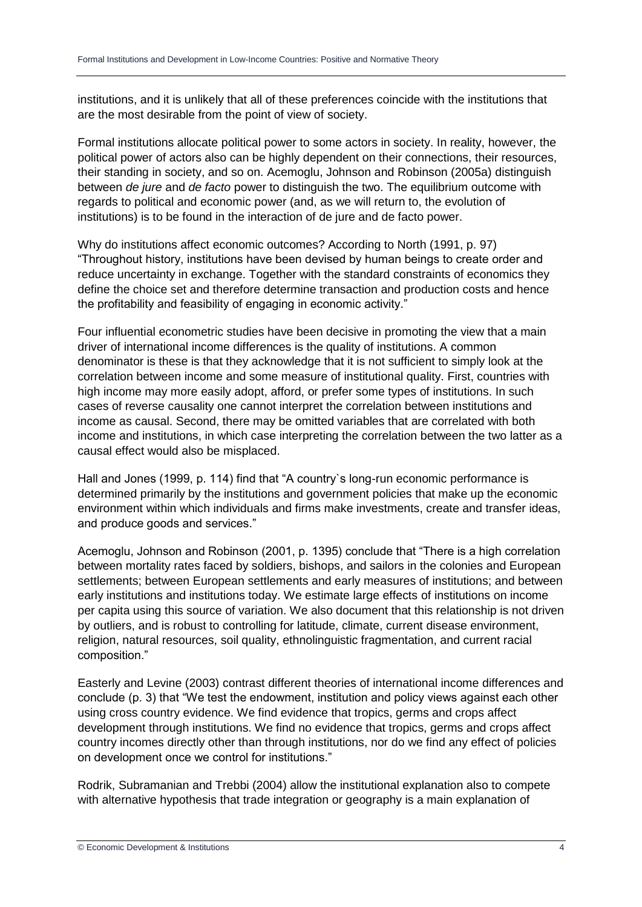institutions, and it is unlikely that all of these preferences coincide with the institutions that are the most desirable from the point of view of society.

Formal institutions allocate political power to some actors in society. In reality, however, the political power of actors also can be highly dependent on their connections, their resources, their standing in society, and so on. Acemoglu, Johnson and Robinson (2005a) distinguish between *de jure* and *de facto* power to distinguish the two. The equilibrium outcome with regards to political and economic power (and, as we will return to, the evolution of institutions) is to be found in the interaction of de jure and de facto power.

Why do institutions affect economic outcomes? According to North (1991, p. 97) "Throughout history, institutions have been devised by human beings to create order and reduce uncertainty in exchange. Together with the standard constraints of economics they define the choice set and therefore determine transaction and production costs and hence the profitability and feasibility of engaging in economic activity."

Four influential econometric studies have been decisive in promoting the view that a main driver of international income differences is the quality of institutions. A common denominator is these is that they acknowledge that it is not sufficient to simply look at the correlation between income and some measure of institutional quality. First, countries with high income may more easily adopt, afford, or prefer some types of institutions. In such cases of reverse causality one cannot interpret the correlation between institutions and income as causal. Second, there may be omitted variables that are correlated with both income and institutions, in which case interpreting the correlation between the two latter as a causal effect would also be misplaced.

Hall and Jones (1999, p. 114) find that "A country`s long-run economic performance is determined primarily by the institutions and government policies that make up the economic environment within which individuals and firms make investments, create and transfer ideas, and produce goods and services."

Acemoglu, Johnson and Robinson (2001, p. 1395) conclude that "There is a high correlation between mortality rates faced by soldiers, bishops, and sailors in the colonies and European settlements; between European settlements and early measures of institutions; and between early institutions and institutions today. We estimate large effects of institutions on income per capita using this source of variation. We also document that this relationship is not driven by outliers, and is robust to controlling for latitude, climate, current disease environment, religion, natural resources, soil quality, ethnolinguistic fragmentation, and current racial composition."

Easterly and Levine (2003) contrast different theories of international income differences and conclude (p. 3) that "We test the endowment, institution and policy views against each other using cross country evidence. We find evidence that tropics, germs and crops affect development through institutions. We find no evidence that tropics, germs and crops affect country incomes directly other than through institutions, nor do we find any effect of policies on development once we control for institutions."

Rodrik, Subramanian and Trebbi (2004) allow the institutional explanation also to compete with alternative hypothesis that trade integration or geography is a main explanation of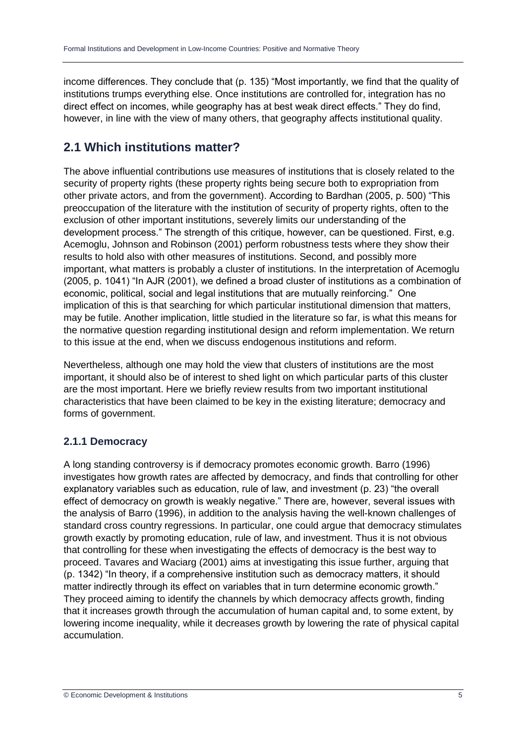income differences. They conclude that (p. 135) “Most importantly, we find that the quality of institutions trumps everything else. Once institutions are controlled for, integration has no direct effect on incomes, while geography has at best weak direct effects.” They do find, however, in line with the view of many others, that geography affects institutional quality.

## 2.1 Which institutions matter?

The above influential contributions use measures of institutions that is closely related to the security of property rights (these property rights being secure both to expropriation from other private actors, and from the government). According to Bardhan (2005, p. 500) “This preoccupation of the literature with the institution of security of property rights, often to the exclusion of other important institutions, severely limits our understanding of the development process.” The strength of this critique, however, can be questioned. First, e.g. Acemoglu, Johnson and Robinson (2001) perform robustness tests where they show their results to hold also with other measures of institutions. Second, and possibly more important, what matters is probably a cluster of institutions. In the interpretation of Acemoglu (2005, p. 1041) “In AJR (2001), we defined a broad cluster of institutions as a combination of economic, political, social and legal institutions that are mutually reinforcing.” One implication of this is that searching for which particular institutional dimension that matters, may be futile. Another implication, little studied in the literature so far, is what this means for the normative question regarding institutional design and reform implementation. We return to this issue at the end, when we discuss endogenous institutions and reform.

Nevertheless, although one may hold the view that clusters of institutions are the most important, it should also be of interest to shed light on which particular parts of this cluster are the most important. Here we briefly review results from two important institutional characteristics that have been claimed to be key in the existing literature; democracy and forms of government.

### 2.1.1 Democracy

A long standing controversy is if democracy promotes economic growth. Barro (1996) investigates how growth rates are affected by democracy, and finds that controlling for other explanatory variables such as education, rule of law, and investment (p. 23) “the overall effect of democracy on growth is weakly negative.” There are, however, several issues with the analysis of Barro (1996), in addition to the analysis having the well-known challenges of standard cross country regressions. In particular, one could argue that democracy stimulates growth exactly by promoting education, rule of law, and investment. Thus it is not obvious that controlling for these when investigating the effects of democracy is the best way to proceed. Tavares and Wacziarg (2001) aims at investigating this issue further, arguing that (p. 1342) “In theory, if a comprehensive institution such as democracy matters, it should matter indirectly through its effect on variables that in turn determine economic growth.” They proceed aiming to identify the channels by which democracy affects growth, finding that it increases growth through the accumulation of human capital and, to some extent, by lowering income inequality, while it decreases growth by lowering the rate of physical capital accumulation.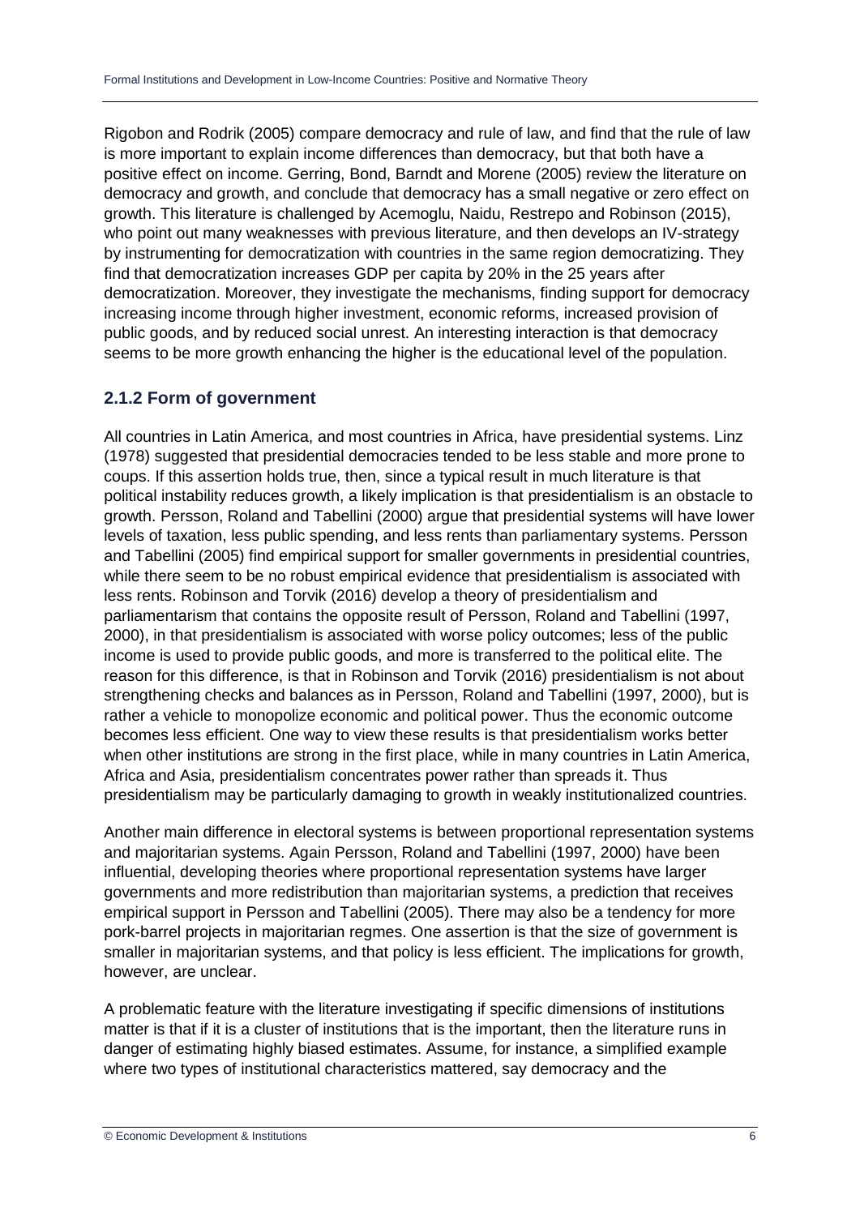Rigobon and Rodrik (2005) compare democracy and rule of law, and find that the rule of law is more important to explain income differences than democracy, but that both have a positive effect on income. Gerring, Bond, Barndt and Morene (2005) review the literature on democracy and growth, and conclude that democracy has a small negative or zero effect on growth. This literature is challenged by Acemoglu, Naidu, Restrepo and Robinson (2015), who point out many weaknesses with previous literature, and then develops an IV-strategy by instrumenting for democratization with countries in the same region democratizing. They find that democratization increases GDP per capita by 20% in the 25 years after democratization. Moreover, they investigate the mechanisms, finding support for democracy increasing income through higher investment, economic reforms, increased provision of public goods, and by reduced social unrest. An interesting interaction is that democracy seems to be more growth enhancing the higher is the educational level of the population.

### 2.1.2 Form of government

All countries in Latin America, and most countries in Africa, have presidential systems. Linz (1978) suggested that presidential democracies tended to be less stable and more prone to coups. If this assertion holds true, then, since a typical result in much literature is that political instability reduces growth, a likely implication is that presidentialism is an obstacle to growth. Persson, Roland and Tabellini (2000) argue that presidential systems will have lower levels of taxation, less public spending, and less rents than parliamentary systems. Persson and Tabellini (2005) find empirical support for smaller governments in presidential countries, while there seem to be no robust empirical evidence that presidentialism is associated with less rents. Robinson and Torvik (2016) develop a theory of presidentialism and parliamentarism that contains the opposite result of Persson, Roland and Tabellini (1997, 2000), in that presidentialism is associated with worse policy outcomes; less of the public income is used to provide public goods, and more is transferred to the political elite. The reason for this difference, is that in Robinson and Torvik (2016) presidentialism is not about strengthening checks and balances as in Persson, Roland and Tabellini (1997, 2000), but is rather a vehicle to monopolize economic and political power. Thus the economic outcome becomes less efficient. One way to view these results is that presidentialism works better when other institutions are strong in the first place, while in many countries in Latin America, Africa and Asia, presidentialism concentrates power rather than spreads it. Thus presidentialism may be particularly damaging to growth in weakly institutionalized countries.

Another main difference in electoral systems is between proportional representation systems and majoritarian systems. Again Persson, Roland and Tabellini (1997, 2000) have been influential, developing theories where proportional representation systems have larger governments and more redistribution than majoritarian systems, a prediction that receives empirical support in Persson and Tabellini (2005). There may also be a tendency for more pork-barrel projects in majoritarian regmes. One assertion is that the size of government is smaller in majoritarian systems, and that policy is less efficient. The implications for growth, however, are unclear.

A problematic feature with the literature investigating if specific dimensions of institutions matter is that if it is a cluster of institutions that is the important, then the literature runs in danger of estimating highly biased estimates. Assume, for instance, a simplified example where two types of institutional characteristics mattered, say democracy and the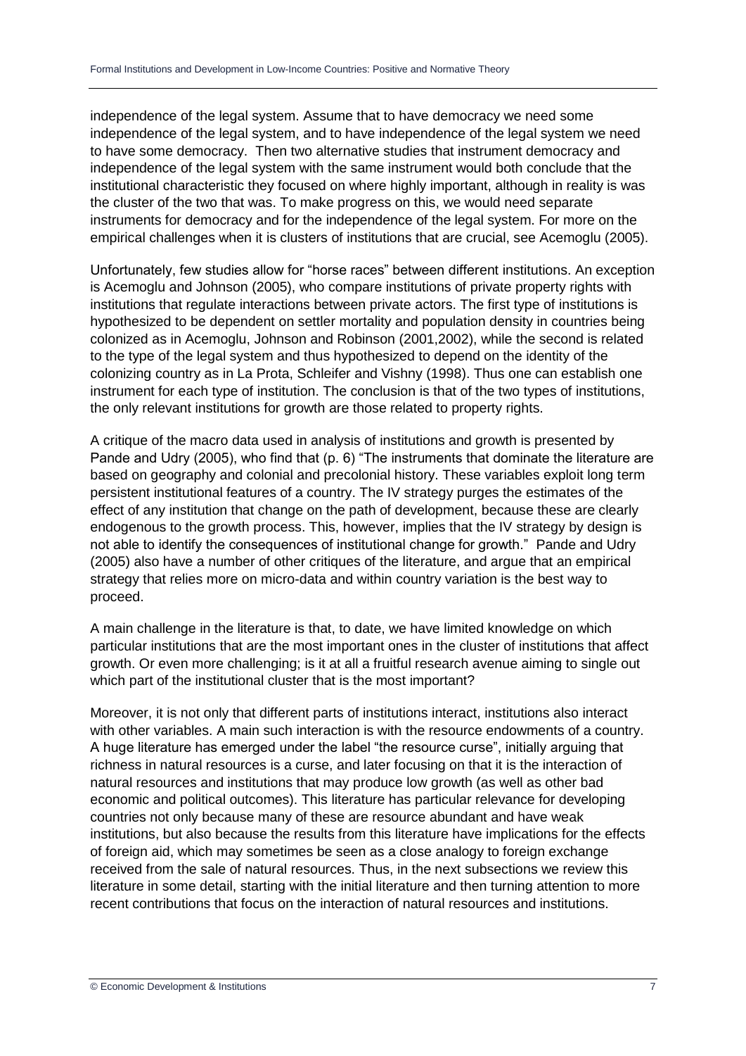independence of the legal system. Assume that to have democracy we need some independence of the legal system, and to have independence of the legal system we need to have some democracy. Then two alternative studies that instrument democracy and independence of the legal system with the same instrument would both conclude that the institutional characteristic they focused on where highly important, although in reality is was the cluster of the two that was. To make progress on this, we would need separate instruments for democracy and for the independence of the legal system. For more on the empirical challenges when it is clusters of institutions that are crucial, see Acemoglu (2005).

Unfortunately, few studies allow for "horse races" between different institutions. An exception is Acemoglu and Johnson (2005), who compare institutions of private property rights with institutions that regulate interactions between private actors. The first type of institutions is hypothesized to be dependent on settler mortality and population density in countries being colonized as in Acemoglu, Johnson and Robinson (2001,2002), while the second is related to the type of the legal system and thus hypothesized to depend on the identity of the colonizing country as in La Prota, Schleifer and Vishny (1998). Thus one can establish one instrument for each type of institution. The conclusion is that of the two types of institutions, the only relevant institutions for growth are those related to property rights.

A critique of the macro data used in analysis of institutions and growth is presented by Pande and Udry (2005), who find that (p. 6) "The instruments that dominate the literature are based on geography and colonial and precolonial history. These variables exploit long term persistent institutional features of a country. The IV strategy purges the estimates of the effect of any institution that change on the path of development, because these are clearly endogenous to the growth process. This, however, implies that the IV strategy by design is not able to identify the consequences of institutional change for growth." Pande and Udry (2005) also have a number of other critiques of the literature, and argue that an empirical strategy that relies more on micro-data and within country variation is the best way to proceed.

A main challenge in the literature is that, to date, we have limited knowledge on which particular institutions that are the most important ones in the cluster of institutions that affect growth. Or even more challenging; is it at all a fruitful research avenue aiming to single out which part of the institutional cluster that is the most important?

Moreover, it is not only that different parts of institutions interact, institutions also interact with other variables. A main such interaction is with the resource endowments of a country. A huge literature has emerged under the label "the resource curse", initially arguing that richness in natural resources is a curse, and later focusing on that it is the interaction of natural resources and institutions that may produce low growth (as well as other bad economic and political outcomes). This literature has particular relevance for developing countries not only because many of these are resource abundant and have weak institutions, but also because the results from this literature have implications for the effects of foreign aid, which may sometimes be seen as a close analogy to foreign exchange received from the sale of natural resources. Thus, in the next subsections we review this literature in some detail, starting with the initial literature and then turning attention to more recent contributions that focus on the interaction of natural resources and institutions.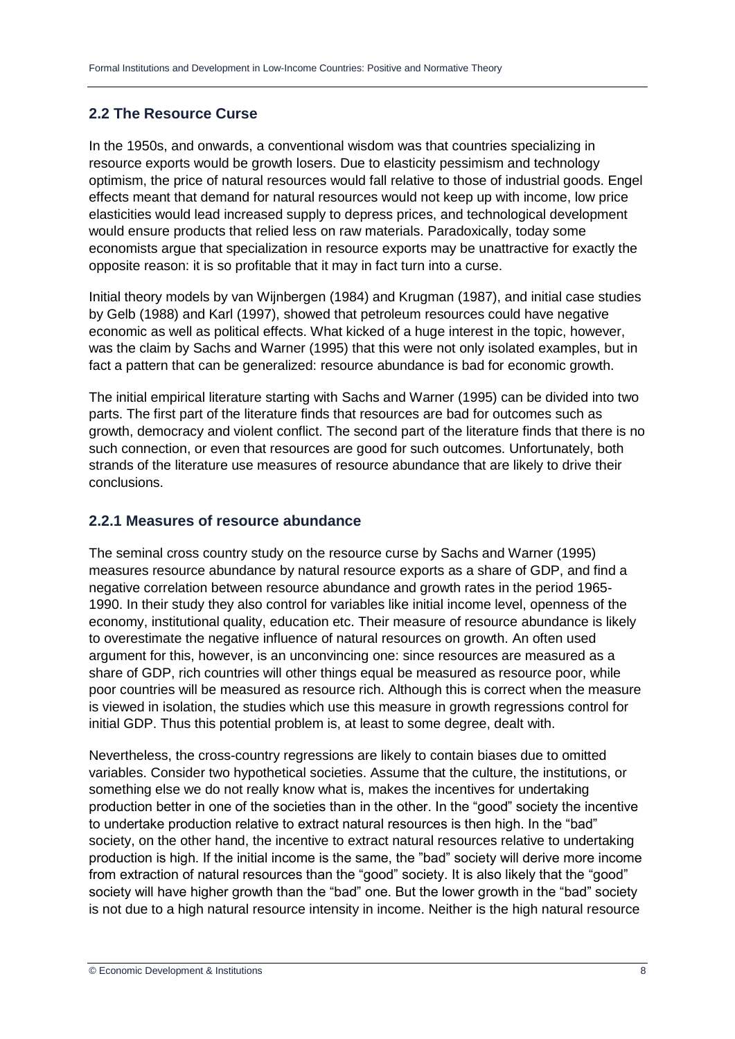## 2.2 The Resource Curse

In the 1950s, and onwards, a conventional wisdom was that countries specializing in resource exports would be growth losers. Due to elasticity pessimism and technology optimism, the price of natural resources would fall relative to those of industrial goods. Engel effects meant that demand for natural resources would not keep up with income, low price elasticities would lead increased supply to depress prices, and technological development would ensure products that relied less on raw materials. Paradoxically, today some economists argue that specialization in resource exports may be unattractive for exactly the opposite reason: it is so profitable that it may in fact turn into a curse.

Initial theory models by van Wijnbergen (1984) and Krugman (1987), and initial case studies by Gelb (1988) and Karl (1997), showed that petroleum resources could have negative economic as well as political effects. What kicked of a huge interest in the topic, however, was the claim by Sachs and Warner (1995) that this were not only isolated examples, but in fact a pattern that can be generalized: resource abundance is bad for economic growth.

The initial empirical literature starting with Sachs and Warner (1995) can be divided into two parts. The first part of the literature finds that resources are bad for outcomes such as growth, democracy and violent conflict. The second part of the literature finds that there is no such connection, or even that resources are good for such outcomes. Unfortunately, both strands of the literature use measures of resource abundance that are likely to drive their conclusions.

### 2.2.1 Measures of resource abundance

The seminal cross country study on the resource curse by Sachs and Warner (1995) measures resource abundance by natural resource exports as a share of GDP, and find a negative correlation between resource abundance and growth rates in the period 1965-1990. In their study they also control for variables like initial income level, openness of the economy, institutional quality, education etc. Their measure of resource abundance is likely to overestimate the negative influence of natural resources on growth. An often used argument for this, however, is an unconvincing one: since resources are measured as a share of GDP, rich countries will other things equal be measured as resource poor, while poor countries will be measured as resource rich. Although this is correct when the measure is viewed in isolation, the studies which use this measure in growth regressions control for initial GDP. Thus this potential problem is, at least to some degree, dealt with.

Nevertheless, the cross-country regressions are likely to contain biases due to omitted variables. Consider two hypothetical societies. Assume that the culture, the institutions, or something else we do not really know what is, makes the incentives for undertaking production better in one of the societies than in the other. In the "good" society the incentive to undertake production relative to extract natural resources is then high. In the "bad" society, on the other hand, the incentive to extract natural resources relative to undertaking production is high. If the initial income is the same, the "bad" society will derive more income from extraction of natural resources than the "good" society. It is also likely that the "good" society will have higher growth than the "bad" one. But the lower growth in the "bad" society is not due to a high natural resource intensity in income. Neither is the high natural resource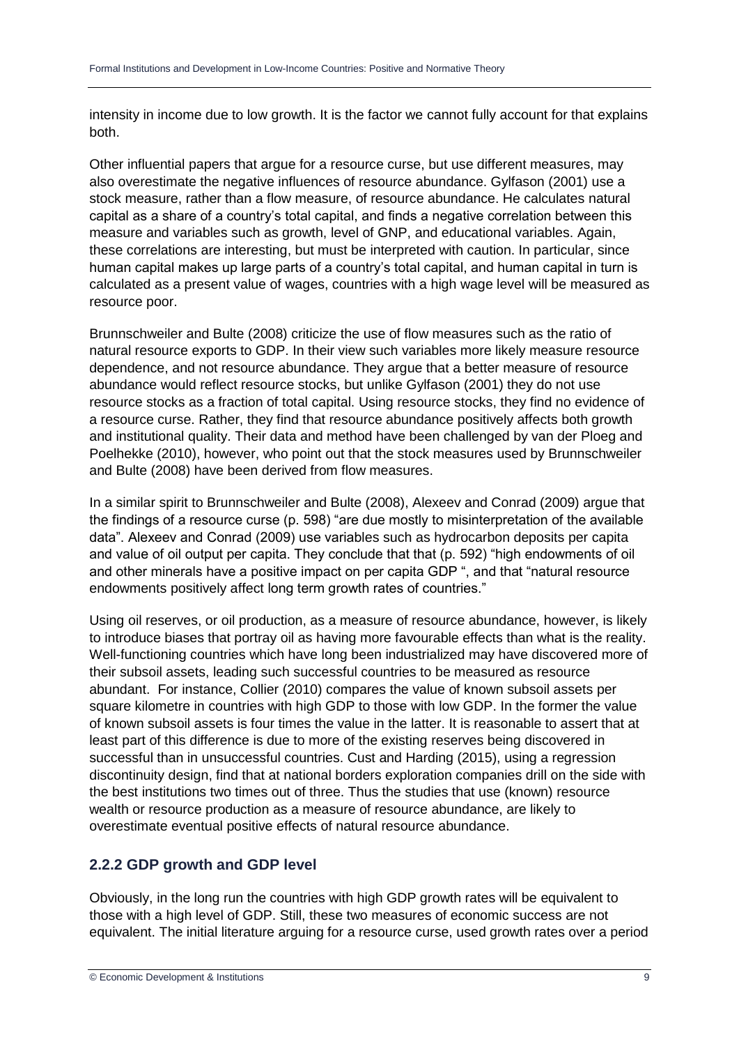intensity in income due to low growth. It is the factor we cannot fully account for that explains both.

Other influential papers that argue for a resource curse, but use different measures, may also overestimate the negative influences of resource abundance. Gylfason (2001) use a stock measure, rather than a flow measure, of resource abundance. He calculates natural capital as a share of a country's total capital, and finds a negative correlation between this measure and variables such as growth, level of GNP, and educational variables. Again, these correlations are interesting, but must be interpreted with caution. In particular, since human capital makes up large parts of a country's total capital, and human capital in turn is calculated as a present value of wages, countries with a high wage level will be measured as resource poor.

Brunnschweiler and Bulte (2008) criticize the use of flow measures such as the ratio of natural resource exports to GDP. In their view such variables more likely measure resource dependence, and not resource abundance. They argue that a better measure of resource abundance would reflect resource stocks, but unlike Gylfason (2001) they do not use resource stocks as a fraction of total capital. Using resource stocks, they find no evidence of a resource curse. Rather, they find that resource abundance positively affects both growth and institutional quality. Their data and method have been challenged by van der Ploeg and Poelhekke (2010), however, who point out that the stock measures used by Brunnschweiler and Bulte (2008) have been derived from flow measures.

In a similar spirit to Brunnschweiler and Bulte (2008), Alexeev and Conrad (2009) argue that the findings of a resource curse (p. 598) "are due mostly to misinterpretation of the available data". Alexeev and Conrad (2009) use variables such as hydrocarbon deposits per capita and value of oil output per capita. They conclude that that (p. 592) "high endowments of oil and other minerals have a positive impact on per capita GDP ", and that "natural resource endowments positively affect long term growth rates of countries."

Using oil reserves, or oil production, as a measure of resource abundance, however, is likely to introduce biases that portray oil as having more favourable effects than what is the reality. Well-functioning countries which have long been industrialized may have discovered more of their subsoil assets, leading such successful countries to be measured as resource abundant. For instance, Collier (2010) compares the value of known subsoil assets per square kilometre in countries with high GDP to those with low GDP. In the former the value of known subsoil assets is four times the value in the latter. It is reasonable to assert that at least part of this difference is due to more of the existing reserves being discovered in successful than in unsuccessful countries. Cust and Harding (2015), using a regression discontinuity design, find that at national borders exploration companies drill on the side with the best institutions two times out of three. Thus the studies that use (known) resource wealth or resource production as a measure of resource abundance, are likely to overestimate eventual positive effects of natural resource abundance.

### 2.2.2 GDP growth and GDP level

Obviously, in the long run the countries with high GDP growth rates will be equivalent to those with a high level of GDP. Still, these two measures of economic success are not equivalent. The initial literature arguing for a resource curse, used growth rates over a period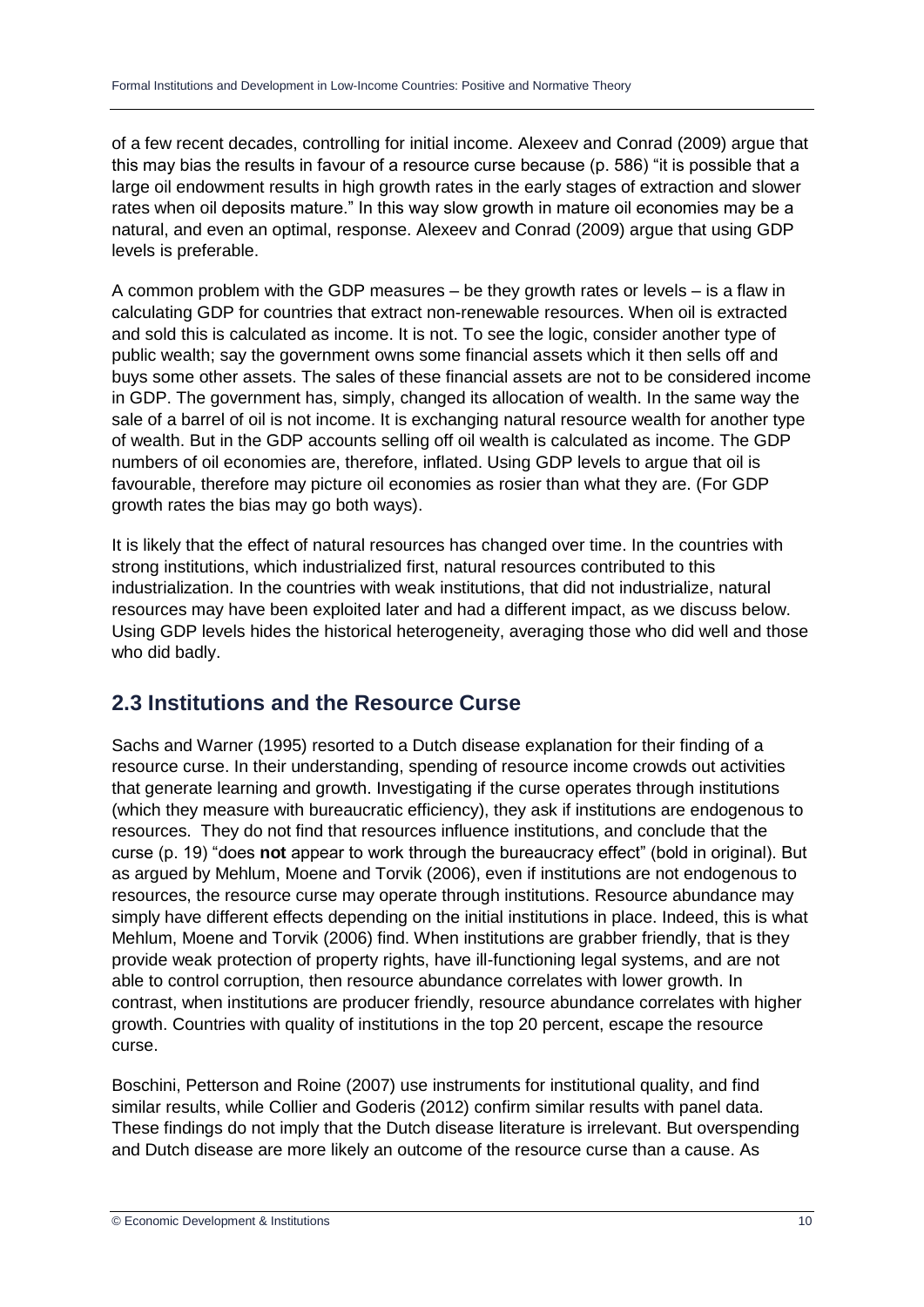of a few recent decades, controlling for initial income. Alexeev and Conrad (2009) argue that this may bias the results in favour of a resource curse because (p. 586) "it is possible that a large oil endowment results in high growth rates in the early stages of extraction and slower rates when oil deposits mature." In this way slow growth in mature oil economies may be a natural, and even an optimal, response. Alexeev and Conrad (2009) argue that using GDP levels is preferable.

A common problem with the GDP measures – be they growth rates or levels – is a flaw in calculating GDP for countries that extract non-renewable resources. When oil is extracted and sold this is calculated as income. It is not. To see the logic, consider another type of public wealth; say the government owns some financial assets which it then sells off and buys some other assets. The sales of these financial assets are not to be considered income in GDP. The government has, simply, changed its allocation of wealth. In the same way the sale of a barrel of oil is not income. It is exchanging natural resource wealth for another type of wealth. But in the GDP accounts selling off oil wealth is calculated as income. The GDP numbers of oil economies are, therefore, inflated. Using GDP levels to argue that oil is favourable, therefore may picture oil economies as rosier than what they are. (For GDP growth rates the bias may go both ways).

It is likely that the effect of natural resources has changed over time. In the countries with strong institutions, which industrialized first, natural resources contributed to this industrialization. In the countries with weak institutions, that did not industrialize, natural resources may have been exploited later and had a different impact, as we discuss below. Using GDP levels hides the historical heterogeneity, averaging those who did well and those who did badly.

## 2.3 Institutions and the Resource Curse

Sachs and Warner (1995) resorted to a Dutch disease explanation for their finding of a resource curse. In their understanding, spending of resource income crowds out activities that generate learning and growth. Investigating if the curse operates through institutions (which they measure with bureaucratic efficiency), they ask if institutions are endogenous to resources. They do not find that resources influence institutions, and conclude that the curse (p. 19) "does **not** appear to work through the bureaucracy effect" (bold in original). But as argued by Mehlum, Moene and Torvik (2006), even if institutions are not endogenous to resources, the resource curse may operate through institutions. Resource abundance may simply have different effects depending on the initial institutions in place. Indeed, this is what Mehlum, Moene and Torvik (2006) find. When institutions are grabber friendly, that is they provide weak protection of property rights, have ill-functioning legal systems, and are not able to control corruption, then resource abundance correlates with lower growth. In contrast, when institutions are producer friendly, resource abundance correlates with higher growth. Countries with quality of institutions in the top 20 percent, escape the resource curse.

Boschini, Petterson and Roine (2007) use instruments for institutional quality, and find similar results, while Collier and Goderis (2012) confirm similar results with panel data. These findings do not imply that the Dutch disease literature is irrelevant. But overspending and Dutch disease are more likely an outcome of the resource curse than a cause. As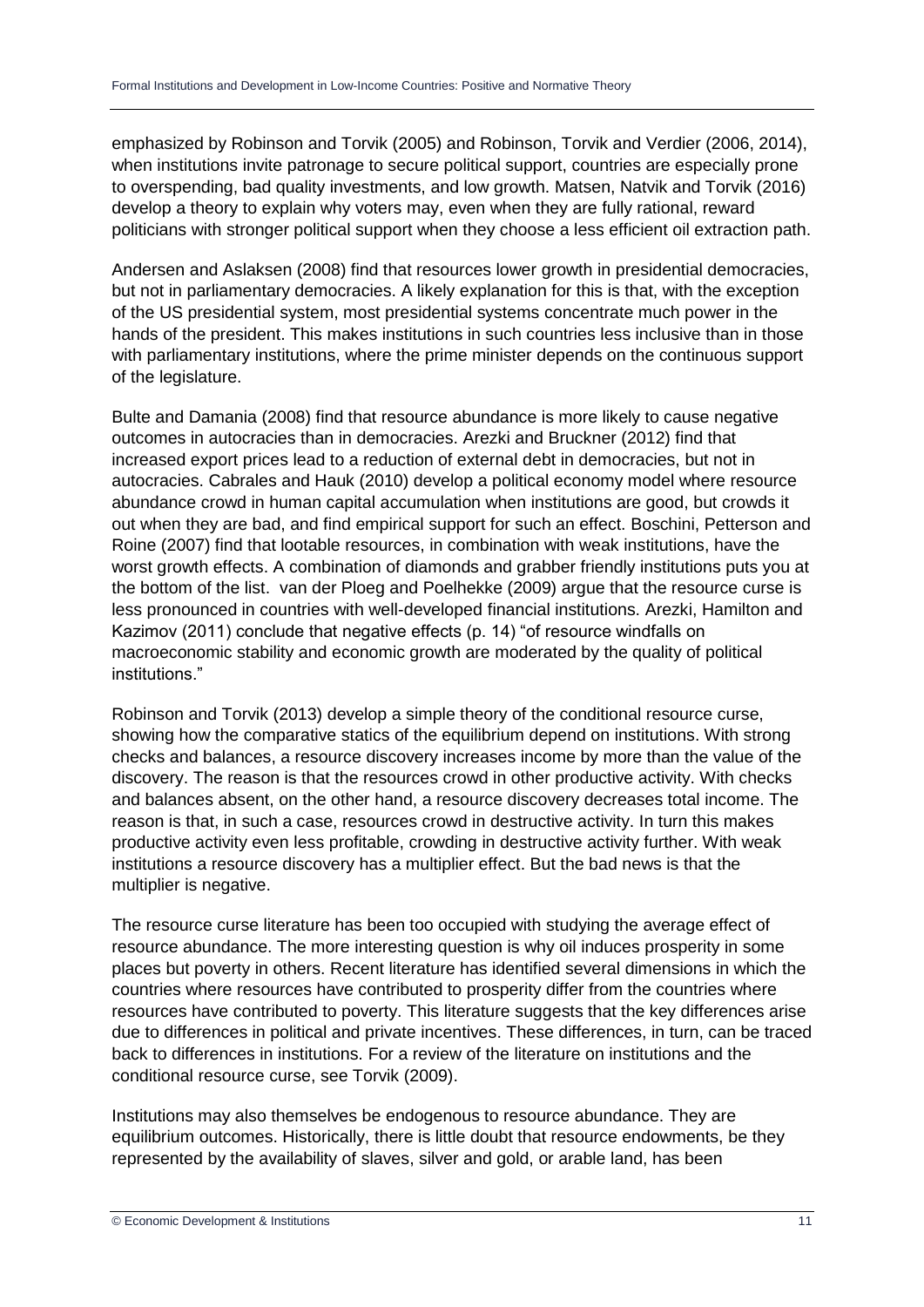emphasized by Robinson and Torvik (2005) and Robinson, Torvik and Verdier (2006, 2014), when institutions invite patronage to secure political support, countries are especially prone to overspending, bad quality investments, and low growth. Matsen, Natvik and Torvik (2016) develop a theory to explain why voters may, even when they are fully rational, reward politicians with stronger political support when they choose a less efficient oil extraction path.

Andersen and Aslaksen (2008) find that resources lower growth in presidential democracies, but not in parliamentary democracies. A likely explanation for this is that, with the exception of the US presidential system, most presidential systems concentrate much power in the hands of the president. This makes institutions in such countries less inclusive than in those with parliamentary institutions, where the prime minister depends on the continuous support of the legislature.

Bulte and Damania (2008) find that resource abundance is more likely to cause negative outcomes in autocracies than in democracies. Arezki and Bruckner (2012) find that increased export prices lead to a reduction of external debt in democracies, but not in autocracies. Cabrales and Hauk (2010) develop a political economy model where resource abundance crowd in human capital accumulation when institutions are good, but crowds it out when they are bad, and find empirical support for such an effect. Boschini, Petterson and Roine (2007) find that lootable resources, in combination with weak institutions, have the worst growth effects. A combination of diamonds and grabber friendly institutions puts you at the bottom of the list. van der Ploeg and Poelhekke (2009) argue that the resource curse is less pronounced in countries with well-developed financial institutions. Arezki, Hamilton and Kazimov (2011) conclude that negative effects (p. 14) "of resource windfalls on macroeconomic stability and economic growth are moderated by the quality of political institutions."

Robinson and Torvik (2013) develop a simple theory of the conditional resource curse, showing how the comparative statics of the equilibrium depend on institutions. With strong checks and balances, a resource discovery increases income by more than the value of the discovery. The reason is that the resources crowd in other productive activity. With checks and balances absent, on the other hand, a resource discovery decreases total income. The reason is that, in such a case, resources crowd in destructive activity. In turn this makes productive activity even less profitable, crowding in destructive activity further. With weak institutions a resource discovery has a multiplier effect. But the bad news is that the multiplier is negative.

The resource curse literature has been too occupied with studying the average effect of resource abundance. The more interesting question is why oil induces prosperity in some places but poverty in others. Recent literature has identified several dimensions in which the countries where resources have contributed to prosperity differ from the countries where resources have contributed to poverty. This literature suggests that the key differences arise due to differences in political and private incentives. These differences, in turn, can be traced back to differences in institutions. For a review of the literature on institutions and the conditional resource curse, see Torvik (2009).

Institutions may also themselves be endogenous to resource abundance. They are equilibrium outcomes. Historically, there is little doubt that resource endowments, be they represented by the availability of slaves, silver and gold, or arable land, has been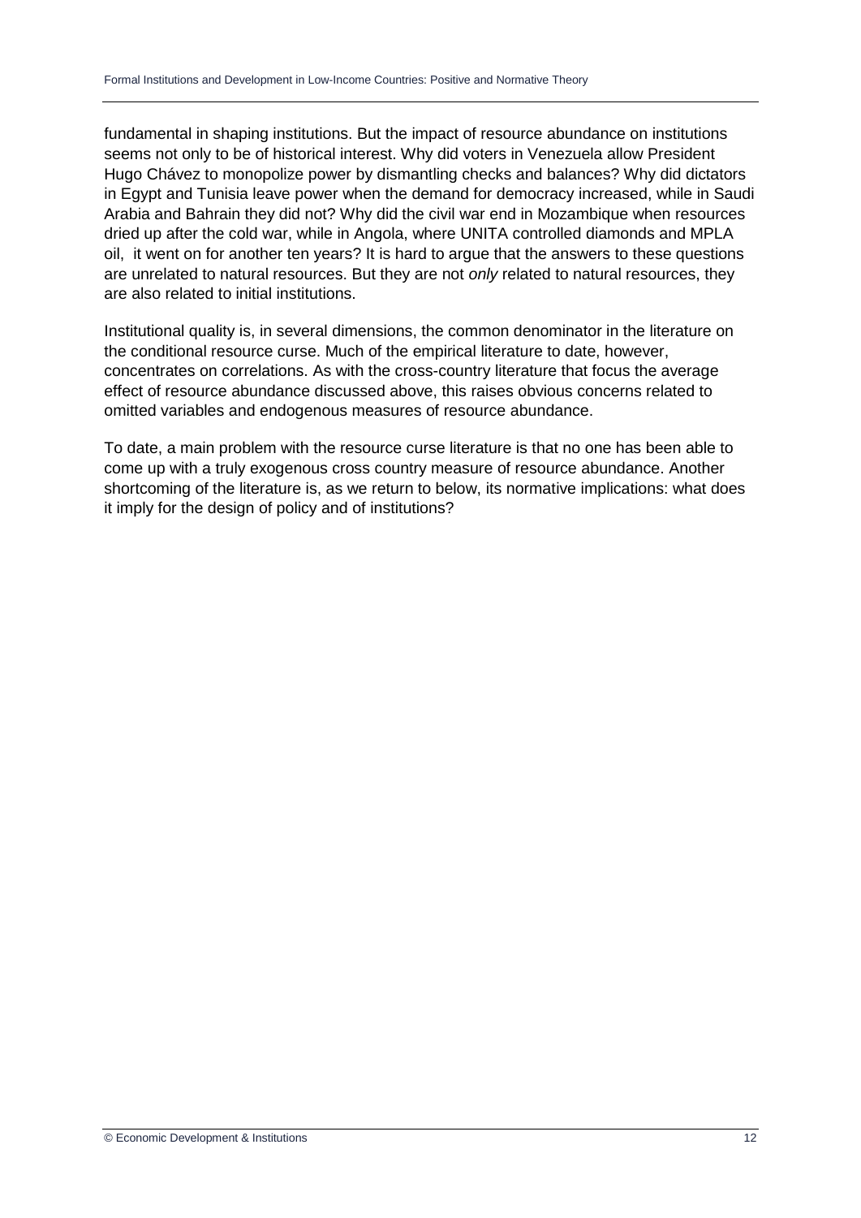fundamental in shaping institutions. But the impact of resource abundance on institutions seems not only to be of historical interest. Why did voters in Venezuela allow President Hugo Chávez to monopolize power by dismantling checks and balances? Why did dictators in Egypt and Tunisia leave power when the demand for democracy increased, while in Saudi Arabia and Bahrain they did not? Why did the civil war end in Mozambique when resources dried up after the cold war, while in Angola, where UNITA controlled diamonds and MPLA oil, it went on for another ten years? It is hard to argue that the answers to these questions are unrelated to natural resources. But they are not *only* related to natural resources, they are also related to initial institutions.

Institutional quality is, in several dimensions, the common denominator in the literature on the conditional resource curse. Much of the empirical literature to date, however, concentrates on correlations. As with the cross-country literature that focus the average effect of resource abundance discussed above, this raises obvious concerns related to omitted variables and endogenous measures of resource abundance.

To date, a main problem with the resource curse literature is that no one has been able to come up with a truly exogenous cross country measure of resource abundance. Another shortcoming of the literature is, as we return to below, its normative implications: what does it imply for the design of policy and of institutions?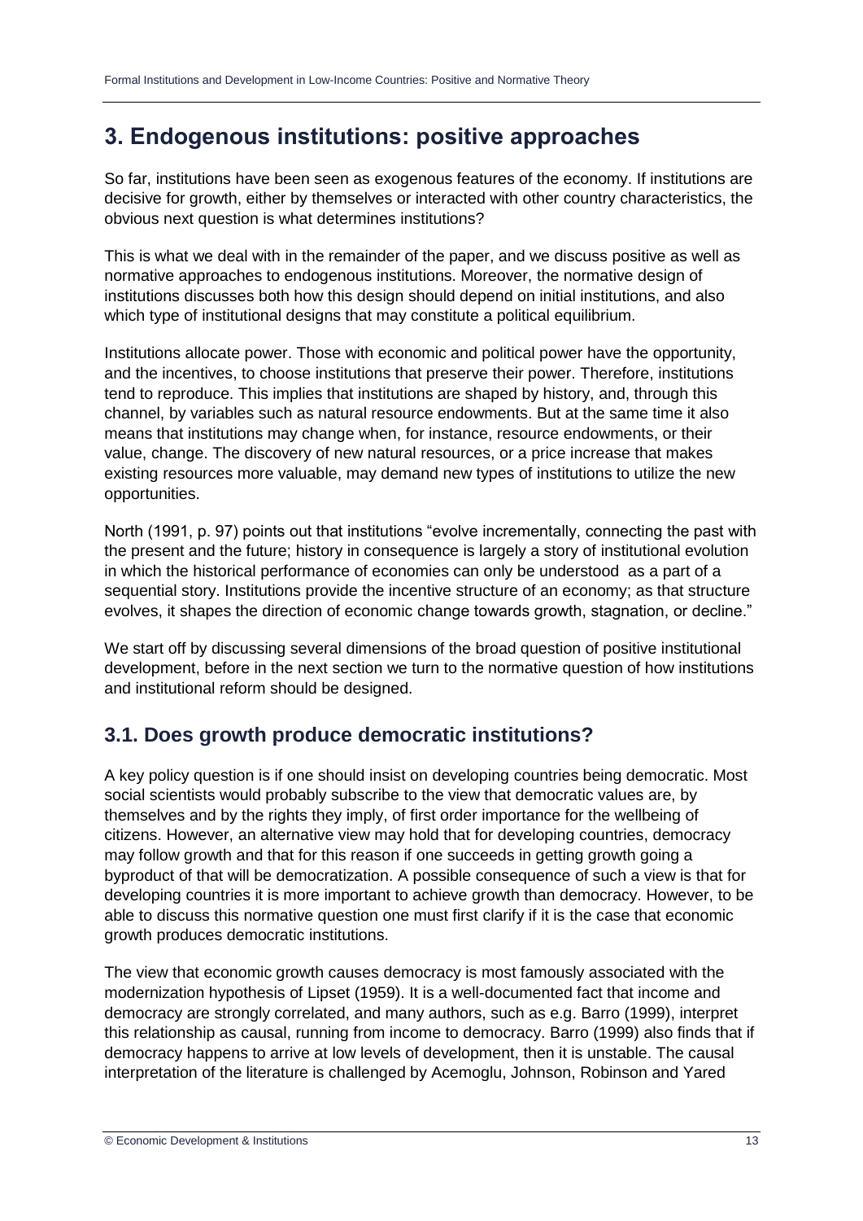# 3. Endogenous institutions: positive approaches

So far, institutions have been seen as exogenous features of the economy. If institutions are decisive for growth, either by themselves or interacted with other country characteristics, the obvious next question is what determines institutions?

This is what we deal with in the remainder of the paper, and we discuss positive as well as normative approaches to endogenous institutions. Moreover, the normative design of institutions discusses both how this design should depend on initial institutions, and also which type of institutional designs that may constitute a political equilibrium.

Institutions allocate power. Those with economic and political power have the opportunity, and the incentives, to choose institutions that preserve their power. Therefore, institutions tend to reproduce. This implies that institutions are shaped by history, and, through this channel, by variables such as natural resource endowments. But at the same time it also means that institutions may change when, for instance, resource endowments, or their value, change. The discovery of new natural resources, or a price increase that makes existing resources more valuable, may demand new types of institutions to utilize the new opportunities.

North (1991, p. 97) points out that institutions "evolve incrementally, connecting the past with the present and the future; history in consequence is largely a story of institutional evolution in which the historical performance of economies can only be understood as a part of a sequential story. Institutions provide the incentive structure of an economy; as that structure evolves, it shapes the direction of economic change towards growth, stagnation, or decline."

We start off by discussing several dimensions of the broad question of positive institutional development, before in the next section we turn to the normative question of how institutions and institutional reform should be designed.

## 3.1. Does growth produce democratic institutions?

A key policy question is if one should insist on developing countries being democratic. Most social scientists would probably subscribe to the view that democratic values are, by themselves and by the rights they imply, of first order importance for the wellbeing of citizens. However, an alternative view may hold that for developing countries, democracy may follow growth and that for this reason if one succeeds in getting growth going a byproduct of that will be democratization. A possible consequence of such a view is that for developing countries it is more important to achieve growth than democracy. However, to be able to discuss this normative question one must first clarify if it is the case that economic growth produces democratic institutions.

The view that economic growth causes democracy is most famously associated with the modernization hypothesis of Lipset (1959). It is a well-documented fact that income and democracy are strongly correlated, and many authors, such as e.g. Barro (1999), interpret this relationship as causal, running from income to democracy. Barro (1999) also finds that if democracy happens to arrive at low levels of development, then it is unstable. The causal interpretation of the literature is challenged by Acemoglu, Johnson, Robinson and Yared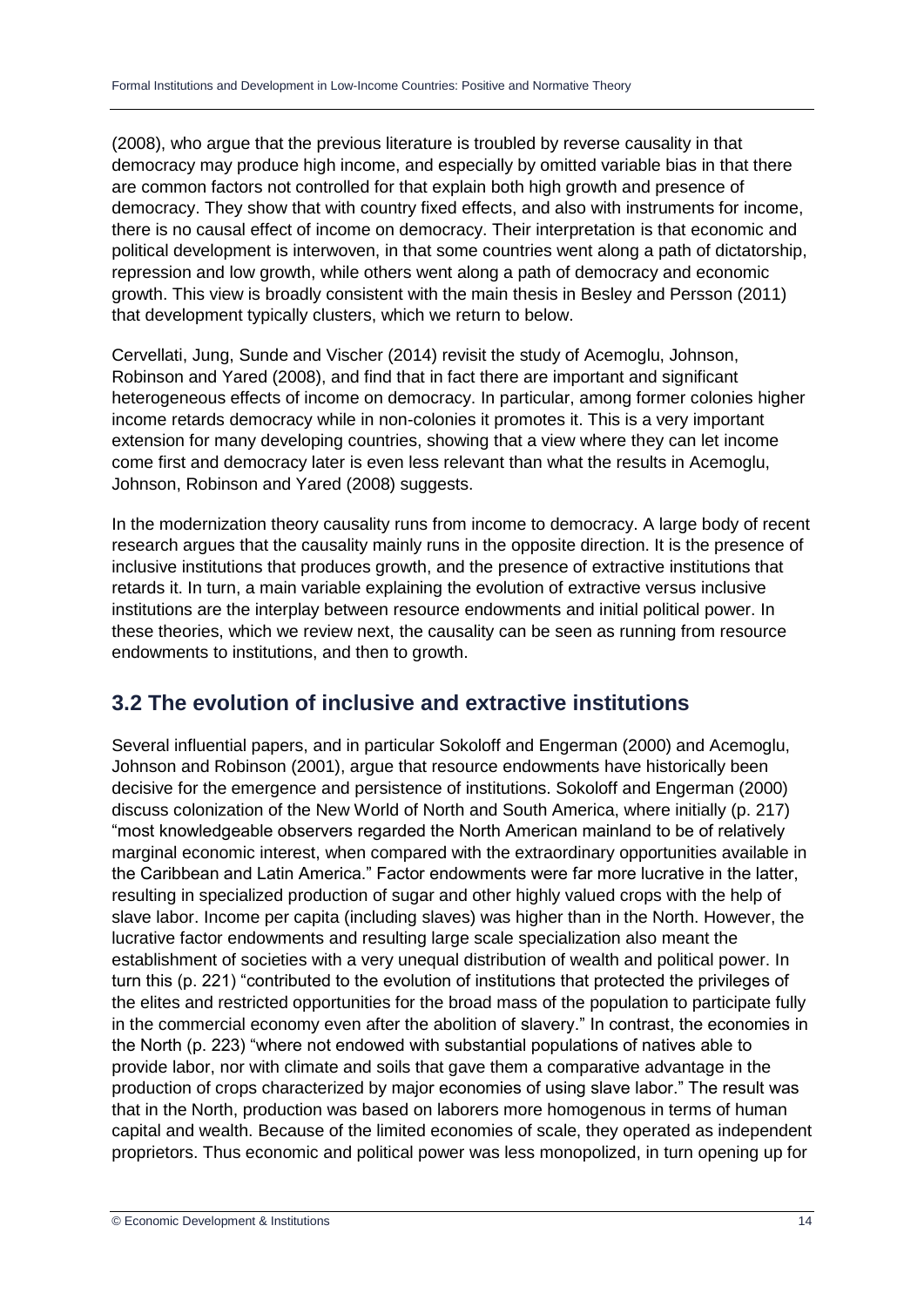(2008), who argue that the previous literature is troubled by reverse causality in that democracy may produce high income, and especially by omitted variable bias in that there are common factors not controlled for that explain both high growth and presence of democracy. They show that with country fixed effects, and also with instruments for income, there is no causal effect of income on democracy. Their interpretation is that economic and political development is interwoven, in that some countries went along a path of dictatorship, repression and low growth, while others went along a path of democracy and economic growth. This view is broadly consistent with the main thesis in Besley and Persson (2011) that development typically clusters, which we return to below.

Cervellati, Jung, Sunde and Vischer (2014) revisit the study of Acemoglu, Johnson, Robinson and Yared (2008), and find that in fact there are important and significant heterogeneous effects of income on democracy. In particular, among former colonies higher income retards democracy while in non-colonies it promotes it. This is a very important extension for many developing countries, showing that a view where they can let income come first and democracy later is even less relevant than what the results in Acemoglu, Johnson, Robinson and Yared (2008) suggests.

In the modernization theory causality runs from income to democracy. A large body of recent research argues that the causality mainly runs in the opposite direction. It is the presence of inclusive institutions that produces growth, and the presence of extractive institutions that retards it. In turn, a main variable explaining the evolution of extractive versus inclusive institutions are the interplay between resource endowments and initial political power. In these theories, which we review next, the causality can be seen as running from resource endowments to institutions, and then to growth.

## 3.2 The evolution of inclusive and extractive institutions

Several influential papers, and in particular Sokoloff and Engerman (2000) and Acemoglu, Johnson and Robinson (2001), argue that resource endowments have historically been decisive for the emergence and persistence of institutions. Sokoloff and Engerman (2000) discuss colonization of the New World of North and South America, where initially (p. 217) "most knowledgeable observers regarded the North American mainland to be of relatively marginal economic interest, when compared with the extraordinary opportunities available in the Caribbean and Latin America." Factor endowments were far more lucrative in the latter, resulting in specialized production of sugar and other highly valued crops with the help of slave labor. Income per capita (including slaves) was higher than in the North. However, the lucrative factor endowments and resulting large scale specialization also meant the establishment of societies with a very unequal distribution of wealth and political power. In turn this (p. 221) "contributed to the evolution of institutions that protected the privileges of the elites and restricted opportunities for the broad mass of the population to participate fully in the commercial economy even after the abolition of slavery." In contrast, the economies in the North (p. 223) "where not endowed with substantial populations of natives able to provide labor, nor with climate and soils that gave them a comparative advantage in the production of crops characterized by major economies of using slave labor." The result was that in the North, production was based on laborers more homogenous in terms of human capital and wealth. Because of the limited economies of scale, they operated as independent proprietors. Thus economic and political power was less monopolized, in turn opening up for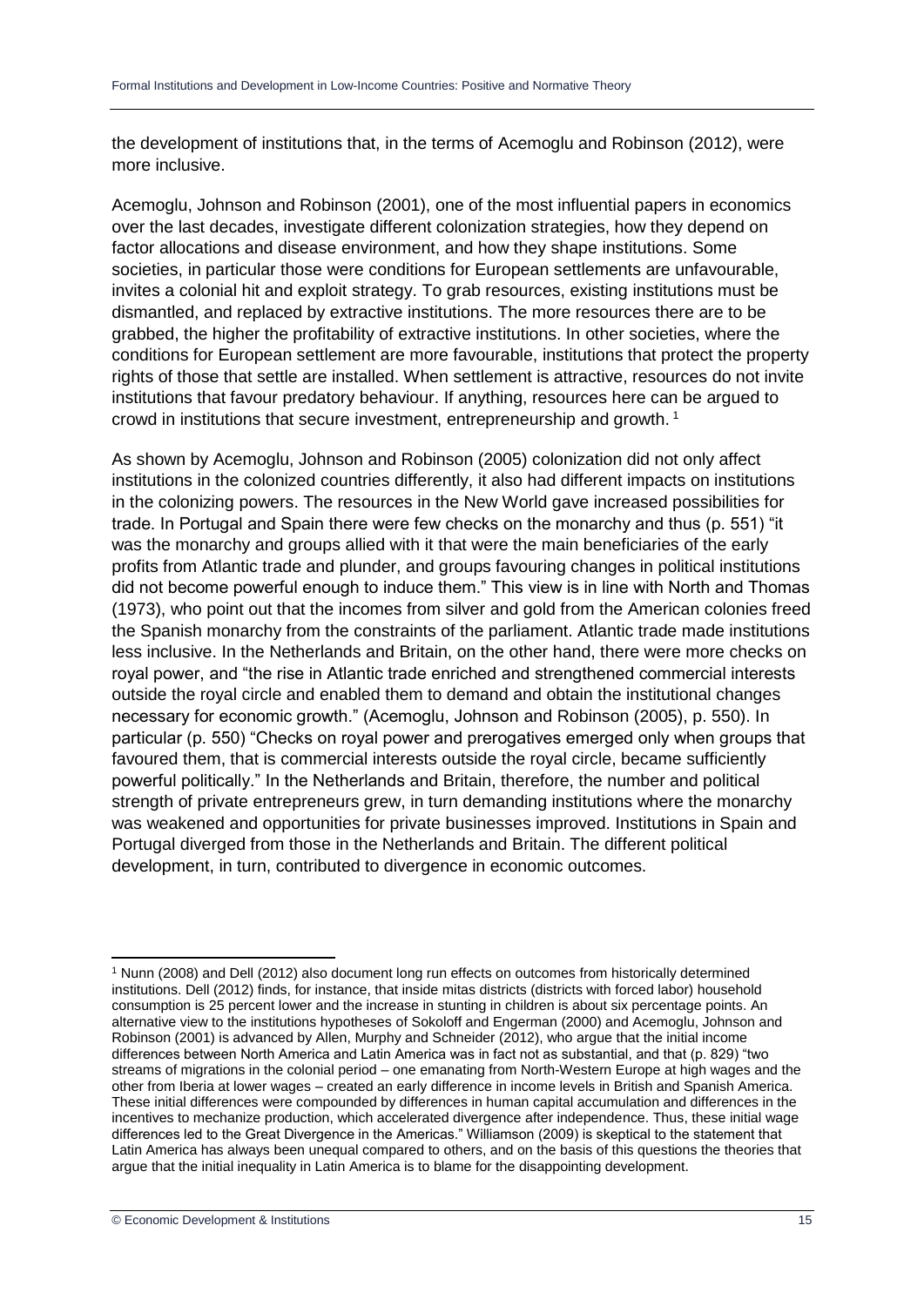the development of institutions that, in the terms of Acemoglu and Robinson (2012), were more inclusive.

Acemoglu, Johnson and Robinson (2001), one of the most influential papers in economics over the last decades, investigate different colonization strategies, how they depend on factor allocations and disease environment, and how they shape institutions. Some societies, in particular those were conditions for European settlements are unfavourable, invites a colonial hit and exploit strategy. To grab resources, existing institutions must be dismantled, and replaced by extractive institutions. The more resources there are to be grabbed, the higher the profitability of extractive institutions. In other societies, where the conditions for European settlement are more favourable, institutions that protect the property rights of those that settle are installed. When settlement is attractive, resources do not invite institutions that favour predatory behaviour. If anything, resources here can be argued to crowd in institutions that secure investment, entrepreneurship and growth. [1]

As shown by Acemoglu, Johnson and Robinson (2005) colonization did not only affect institutions in the colonized countries differently, it also had different impacts on institutions in the colonizing powers. The resources in the New World gave increased possibilities for trade. In Portugal and Spain there were few checks on the monarchy and thus (p. 551) "it was the monarchy and groups allied with it that were the main beneficiaries of the early profits from Atlantic trade and plunder, and groups favouring changes in political institutions did not become powerful enough to induce them." This view is in line with North and Thomas (1973), who point out that the incomes from silver and gold from the American colonies freed the Spanish monarchy from the constraints of the parliament. Atlantic trade made institutions less inclusive. In the Netherlands and Britain, on the other hand, there were more checks on royal power, and "the rise in Atlantic trade enriched and strengthened commercial interests outside the royal circle and enabled them to demand and obtain the institutional changes necessary for economic growth." (Acemoglu, Johnson and Robinson (2005), p. 550). In particular (p. 550) "Checks on royal power and prerogatives emerged only when groups that favoured them, that is commercial interests outside the royal circle, became sufficiently powerful politically." In the Netherlands and Britain, therefore, the number and political strength of private entrepreneurs grew, in turn demanding institutions where the monarchy was weakened and opportunities for private businesses improved. Institutions in Spain and Portugal diverged from those in the Netherlands and Britain. The different political development, in turn, contributed to divergence in economic outcomes.

---

[1] Nunn (2008) and Dell (2012) also document long run effects on outcomes from historically determined institutions. Dell (2012) finds, for instance, that inside mitas districts (districts with forced labor) household consumption is 25 percent lower and the increase in stunting in children is about six percentage points. An alternative view to the institutions hypotheses of Sokoloff and Engerman (2000) and Acemoglu, Johnson and Robinson (2001) is advanced by Allen, Murphy and Schneider (2012), who argue that the initial income differences between North America and Latin America was in fact not as substantial, and that (p. 829) "two streams of migrations in the colonial period – one emanating from North-Western Europe at high wages and the other from Iberia at lower wages – created an early difference in income levels in British and Spanish America. These initial differences were compounded by differences in human capital accumulation and differences in the incentives to mechanize production, which accelerated divergence after independence. Thus, these initial wage differences led to the Great Divergence in the Americas." Williamson (2009) is skeptical to the statement that Latin America has always been unequal compared to others, and on the basis of this questions the theories that argue that the initial inequality in Latin America is to blame for the disappointing development.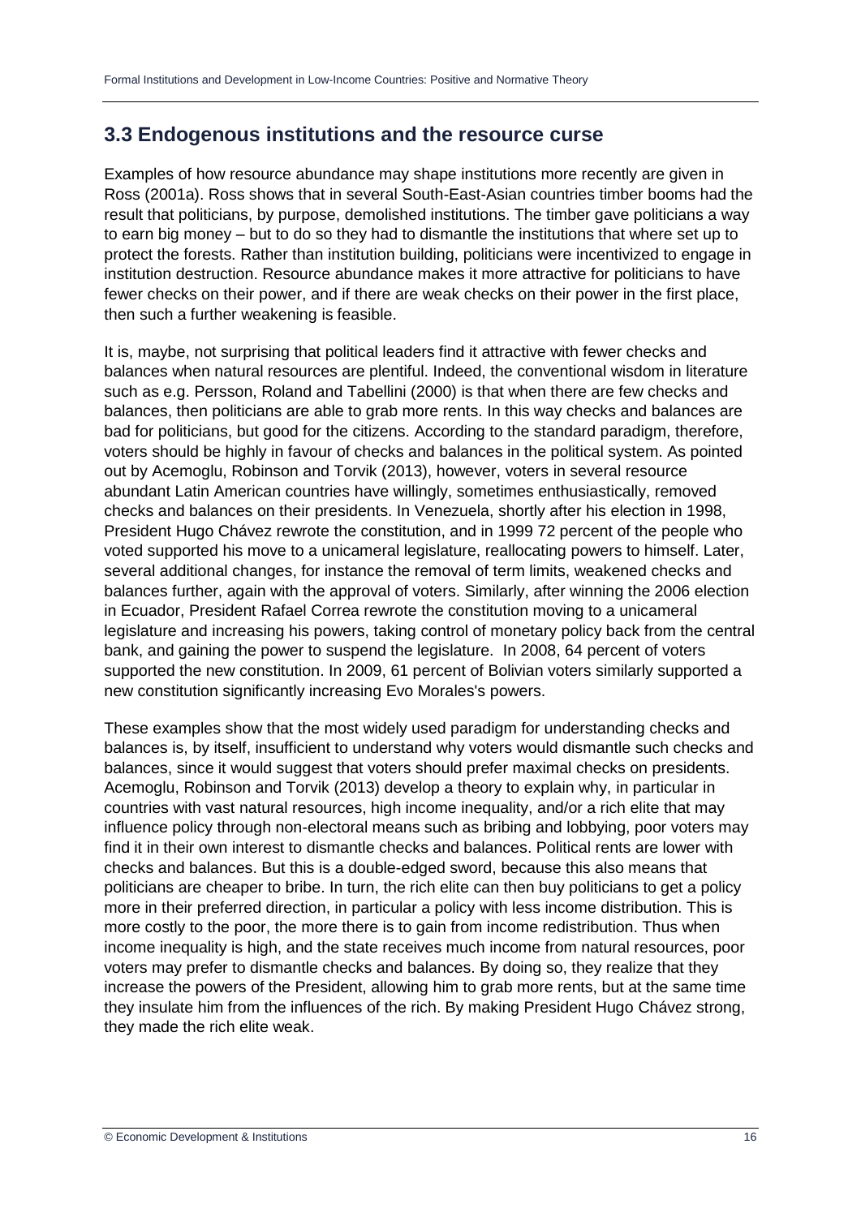## 3.3 Endogenous institutions and the resource curse

Examples of how resource abundance may shape institutions more recently are given in Ross (2001a). Ross shows that in several South-East-Asian countries timber booms had the result that politicians, by purpose, demolished institutions. The timber gave politicians a way to earn big money – but to do so they had to dismantle the institutions that where set up to protect the forests. Rather than institution building, politicians were incentivized to engage in institution destruction. Resource abundance makes it more attractive for politicians to have fewer checks on their power, and if there are weak checks on their power in the first place, then such a further weakening is feasible.

It is, maybe, not surprising that political leaders find it attractive with fewer checks and balances when natural resources are plentiful. Indeed, the conventional wisdom in literature such as e.g. Persson, Roland and Tabellini (2000) is that when there are few checks and balances, then politicians are able to grab more rents. In this way checks and balances are bad for politicians, but good for the citizens. According to the standard paradigm, therefore, voters should be highly in favour of checks and balances in the political system. As pointed out by Acemoglu, Robinson and Torvik (2013), however, voters in several resource abundant Latin American countries have willingly, sometimes enthusiastically, removed checks and balances on their presidents. In Venezuela, shortly after his election in 1998, President Hugo Chávez rewrote the constitution, and in 1999 72 percent of the people who voted supported his move to a unicameral legislature, reallocating powers to himself. Later, several additional changes, for instance the removal of term limits, weakened checks and balances further, again with the approval of voters. Similarly, after winning the 2006 election in Ecuador, President Rafael Correa rewrote the constitution moving to a unicameral legislature and increasing his powers, taking control of monetary policy back from the central bank, and gaining the power to suspend the legislature. In 2008, 64 percent of voters supported the new constitution. In 2009, 61 percent of Bolivian voters similarly supported a new constitution significantly increasing Evo Morales's powers.

These examples show that the most widely used paradigm for understanding checks and balances is, by itself, insufficient to understand why voters would dismantle such checks and balances, since it would suggest that voters should prefer maximal checks on presidents. Acemoglu, Robinson and Torvik (2013) develop a theory to explain why, in particular in countries with vast natural resources, high income inequality, and/or a rich elite that may influence policy through non-electoral means such as bribing and lobbying, poor voters may find it in their own interest to dismantle checks and balances. Political rents are lower with checks and balances. But this is a double-edged sword, because this also means that politicians are cheaper to bribe. In turn, the rich elite can then buy politicians to get a policy more in their preferred direction, in particular a policy with less income distribution. This is more costly to the poor, the more there is to gain from income redistribution. Thus when income inequality is high, and the state receives much income from natural resources, poor voters may prefer to dismantle checks and balances. By doing so, they realize that they increase the powers of the President, allowing him to grab more rents, but at the same time they insulate him from the influences of the rich. By making President Hugo Chávez strong, they made the rich elite weak.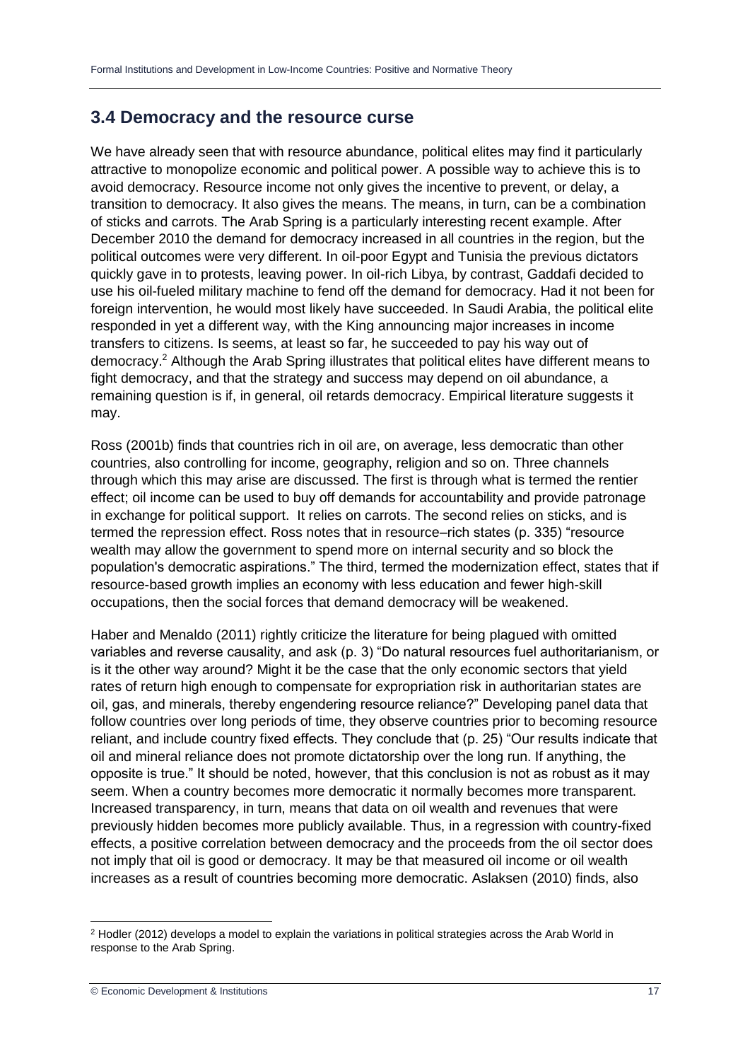## 3.4 Democracy and the resource curse

We have already seen that with resource abundance, political elites may find it particularly attractive to monopolize economic and political power. A possible way to achieve this is to avoid democracy. Resource income not only gives the incentive to prevent, or delay, a transition to democracy. It also gives the means. The means, in turn, can be a combination of sticks and carrots. The Arab Spring is a particularly interesting recent example. After December 2010 the demand for democracy increased in all countries in the region, but the political outcomes were very different. In oil-poor Egypt and Tunisia the previous dictators quickly gave in to protests, leaving power. In oil-rich Libya, by contrast, Gaddafi decided to use his oil-fueled military machine to fend off the demand for democracy. Had it not been for foreign intervention, he would most likely have succeeded. In Saudi Arabia, the political elite responded in yet a different way, with the King announcing major increases in income transfers to citizens. Is seems, at least so far, he succeeded to pay his way out of democracy.[2] Although the Arab Spring illustrates that political elites have different means to fight democracy, and that the strategy and success may depend on oil abundance, a remaining question is if, in general, oil retards democracy. Empirical literature suggests it may.

Ross (2001b) finds that countries rich in oil are, on average, less democratic than other countries, also controlling for income, geography, religion and so on. Three channels through which this may arise are discussed. The first is through what is termed the rentier effect; oil income can be used to buy off demands for accountability and provide patronage in exchange for political support. It relies on carrots. The second relies on sticks, and is termed the repression effect. Ross notes that in resource–rich states (p. 335) "resource wealth may allow the government to spend more on internal security and so block the population's democratic aspirations." The third, termed the modernization effect, states that if resource-based growth implies an economy with less education and fewer high-skill occupations, then the social forces that demand democracy will be weakened.

Haber and Menaldo (2011) rightly criticize the literature for being plagued with omitted variables and reverse causality, and ask (p. 3) "Do natural resources fuel authoritarianism, or is it the other way around? Might it be the case that the only economic sectors that yield rates of return high enough to compensate for expropriation risk in authoritarian states are oil, gas, and minerals, thereby engendering resource reliance?" Developing panel data that follow countries over long periods of time, they observe countries prior to becoming resource reliant, and include country fixed effects. They conclude that (p. 25) "Our results indicate that oil and mineral reliance does not promote dictatorship over the long run. If anything, the opposite is true." It should be noted, however, that this conclusion is not as robust as it may seem. When a country becomes more democratic it normally becomes more transparent. Increased transparency, in turn, means that data on oil wealth and revenues that were previously hidden becomes more publicly available. Thus, in a regression with country-fixed effects, a positive correlation between democracy and the proceeds from the oil sector does not imply that oil is good or democracy. It may be that measured oil income or oil wealth increases as a result of countries becoming more democratic. Aslaksen (2010) finds, also

[2] Hodler (2012) develops a model to explain the variations in political strategies across the Arab World in response to the Arab Spring.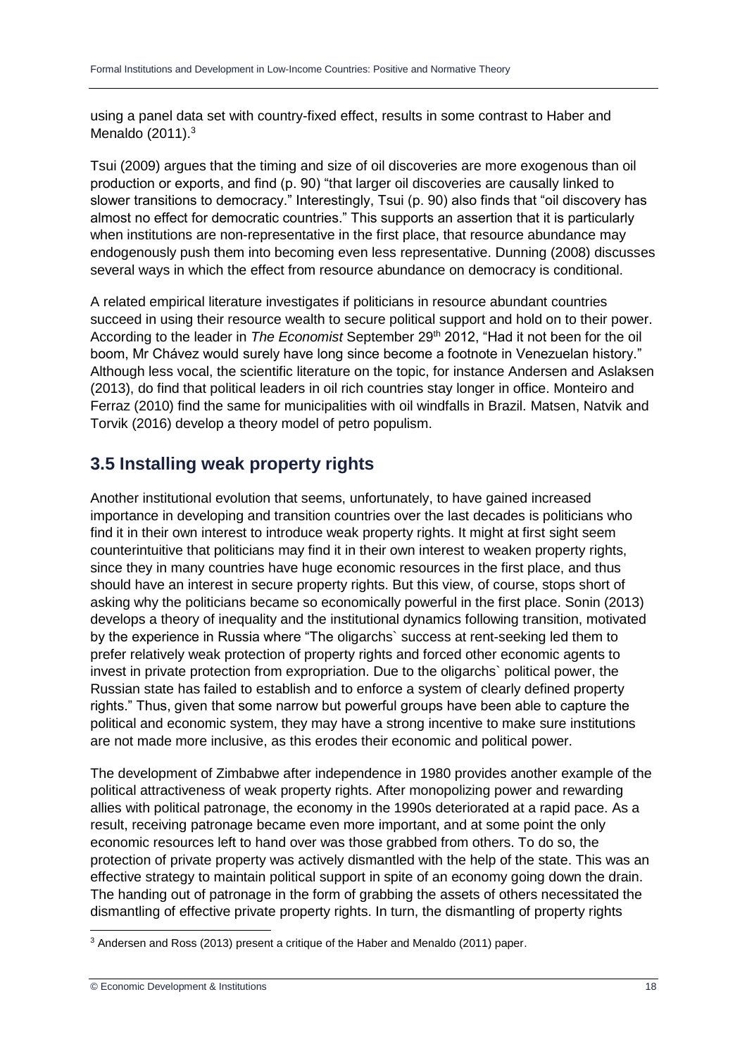using a panel data set with country-fixed effect, results in some contrast to Haber and Menaldo (2011).[3]

Tsui (2009) argues that the timing and size of oil discoveries are more exogenous than oil production or exports, and find (p. 90) "that larger oil discoveries are causally linked to slower transitions to democracy." Interestingly, Tsui (p. 90) also finds that "oil discovery has almost no effect for democratic countries." This supports an assertion that it is particularly when institutions are non-representative in the first place, that resource abundance may endogenously push them into becoming even less representative. Dunning (2008) discusses several ways in which the effect from resource abundance on democracy is conditional.

A related empirical literature investigates if politicians in resource abundant countries succeed in using their resource wealth to secure political support and hold on to their power. According to the leader in *The Economist* September 29th 2012, "Had it not been for the oil boom, Mr Chávez would surely have long since become a footnote in Venezuelan history." Although less vocal, the scientific literature on the topic, for instance Andersen and Aslaksen (2013), do find that political leaders in oil rich countries stay longer in office. Monteiro and Ferraz (2010) find the same for municipalities with oil windfalls in Brazil. Matsen, Natvik and Torvik (2016) develop a theory model of petro populism.

## 3.5 Installing weak property rights

Another institutional evolution that seems, unfortunately, to have gained increased importance in developing and transition countries over the last decades is politicians who find it in their own interest to introduce weak property rights. It might at first sight seem counterintuitive that politicians may find it in their own interest to weaken property rights, since they in many countries have huge economic resources in the first place, and thus should have an interest in secure property rights. But this view, of course, stops short of asking why the politicians became so economically powerful in the first place. Sonin (2013) develops a theory of inequality and the institutional dynamics following transition, motivated by the experience in Russia where "The oligarchs` success at rent-seeking led them to prefer relatively weak protection of property rights and forced other economic agents to invest in private protection from expropriation. Due to the oligarchs` political power, the Russian state has failed to establish and to enforce a system of clearly defined property rights." Thus, given that some narrow but powerful groups have been able to capture the political and economic system, they may have a strong incentive to make sure institutions are not made more inclusive, as this erodes their economic and political power.

The development of Zimbabwe after independence in 1980 provides another example of the political attractiveness of weak property rights. After monopolizing power and rewarding allies with political patronage, the economy in the 1990s deteriorated at a rapid pace. As a result, receiving patronage became even more important, and at some point the only economic resources left to hand over was those grabbed from others. To do so, the protection of private property was actively dismantled with the help of the state. This was an effective strategy to maintain political support in spite of an economy going down the drain. The handing out of patronage in the form of grabbing the assets of others necessitated the dismantling of effective private property rights. In turn, the dismantling of property rights

[3] Andersen and Ross (2013) present a critique of the Haber and Menaldo (2011) paper.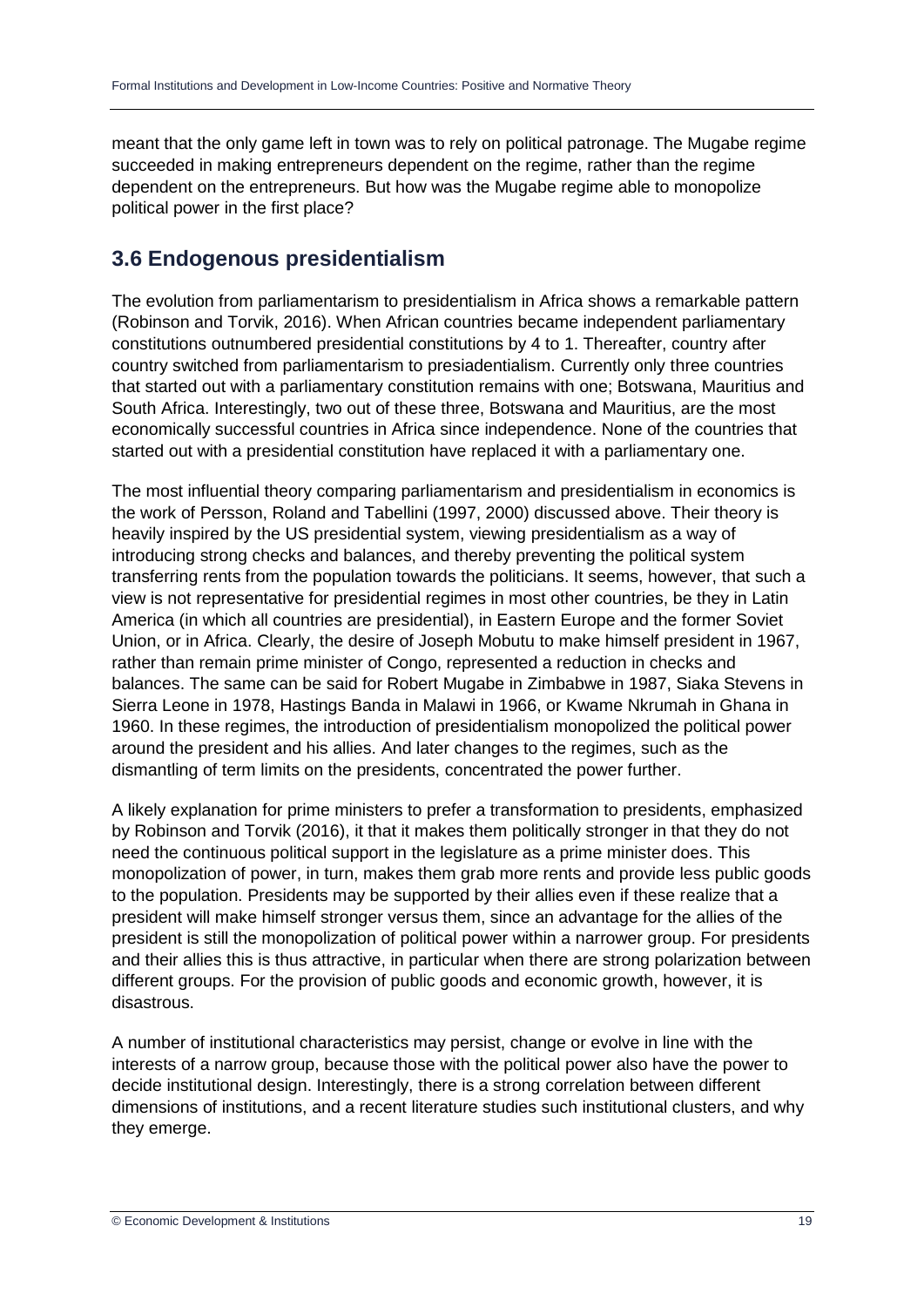meant that the only game left in town was to rely on political patronage. The Mugabe regime succeeded in making entrepreneurs dependent on the regime, rather than the regime dependent on the entrepreneurs. But how was the Mugabe regime able to monopolize political power in the first place?

## 3.6 Endogenous presidentialism

The evolution from parliamentarism to presidentialism in Africa shows a remarkable pattern (Robinson and Torvik, 2016). When African countries became independent parliamentary constitutions outnumbered presidential constitutions by 4 to 1. Thereafter, country after country switched from parliamentarism to presiadentialism. Currently only three countries that started out with a parliamentary constitution remains with one; Botswana, Mauritius and South Africa. Interestingly, two out of these three, Botswana and Mauritius, are the most economically successful countries in Africa since independence. None of the countries that started out with a presidential constitution have replaced it with a parliamentary one.

The most influential theory comparing parliamentarism and presidentialism in economics is the work of Persson, Roland and Tabellini (1997, 2000) discussed above. Their theory is heavily inspired by the US presidential system, viewing presidentialism as a way of introducing strong checks and balances, and thereby preventing the political system transferring rents from the population towards the politicians. It seems, however, that such a view is not representative for presidential regimes in most other countries, be they in Latin America (in which all countries are presidential), in Eastern Europe and the former Soviet Union, or in Africa. Clearly, the desire of Joseph Mobutu to make himself president in 1967, rather than remain prime minister of Congo, represented a reduction in checks and balances. The same can be said for Robert Mugabe in Zimbabwe in 1987, Siaka Stevens in Sierra Leone in 1978, Hastings Banda in Malawi in 1966, or Kwame Nkrumah in Ghana in 1960. In these regimes, the introduction of presidentialism monopolized the political power around the president and his allies. And later changes to the regimes, such as the dismantling of term limits on the presidents, concentrated the power further.

A likely explanation for prime ministers to prefer a transformation to presidents, emphasized by Robinson and Torvik (2016), it that it makes them politically stronger in that they do not need the continuous political support in the legislature as a prime minister does. This monopolization of power, in turn, makes them grab more rents and provide less public goods to the population. Presidents may be supported by their allies even if these realize that a president will make himself stronger versus them, since an advantage for the allies of the president is still the monopolization of political power within a narrower group. For presidents and their allies this is thus attractive, in particular when there are strong polarization between different groups. For the provision of public goods and economic growth, however, it is disastrous.

A number of institutional characteristics may persist, change or evolve in line with the interests of a narrow group, because those with the political power also have the power to decide institutional design. Interestingly, there is a strong correlation between different dimensions of institutions, and a recent literature studies such institutional clusters, and why they emerge.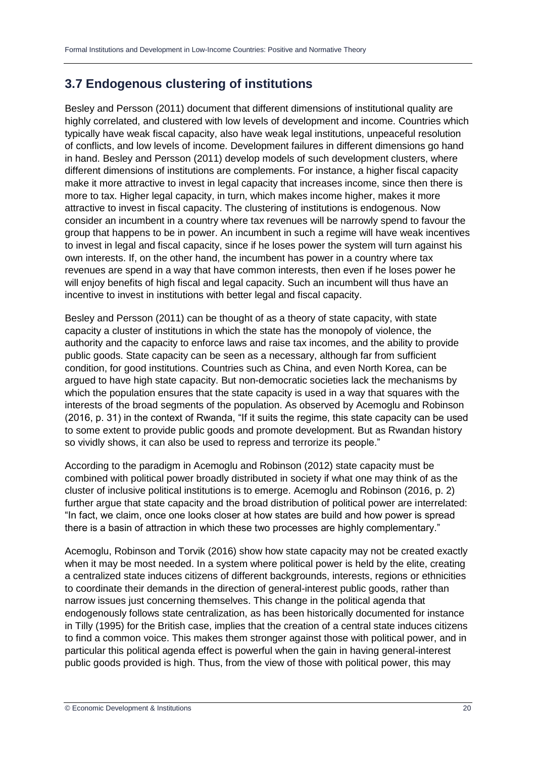## 3.7 Endogenous clustering of institutions

Besley and Persson (2011) document that different dimensions of institutional quality are highly correlated, and clustered with low levels of development and income. Countries which typically have weak fiscal capacity, also have weak legal institutions, unpeaceful resolution of conflicts, and low levels of income. Development failures in different dimensions go hand in hand. Besley and Persson (2011) develop models of such development clusters, where different dimensions of institutions are complements. For instance, a higher fiscal capacity make it more attractive to invest in legal capacity that increases income, since then there is more to tax. Higher legal capacity, in turn, which makes income higher, makes it more attractive to invest in fiscal capacity. The clustering of institutions is endogenous. Now consider an incumbent in a country where tax revenues will be narrowly spend to favour the group that happens to be in power. An incumbent in such a regime will have weak incentives to invest in legal and fiscal capacity, since if he loses power the system will turn against his own interests. If, on the other hand, the incumbent has power in a country where tax revenues are spend in a way that have common interests, then even if he loses power he will enjoy benefits of high fiscal and legal capacity. Such an incumbent will thus have an incentive to invest in institutions with better legal and fiscal capacity.

Besley and Persson (2011) can be thought of as a theory of state capacity, with state capacity a cluster of institutions in which the state has the monopoly of violence, the authority and the capacity to enforce laws and raise tax incomes, and the ability to provide public goods. State capacity can be seen as a necessary, although far from sufficient condition, for good institutions. Countries such as China, and even North Korea, can be argued to have high state capacity. But non-democratic societies lack the mechanisms by which the population ensures that the state capacity is used in a way that squares with the interests of the broad segments of the population. As observed by Acemoglu and Robinson (2016, p. 31) in the context of Rwanda, "If it suits the regime, this state capacity can be used to some extent to provide public goods and promote development. But as Rwandan history so vividly shows, it can also be used to repress and terrorize its people."

According to the paradigm in Acemoglu and Robinson (2012) state capacity must be combined with political power broadly distributed in society if what one may think of as the cluster of inclusive political institutions is to emerge. Acemoglu and Robinson (2016, p. 2) further argue that state capacity and the broad distribution of political power are interrelated: "In fact, we claim, once one looks closer at how states are build and how power is spread there is a basin of attraction in which these two processes are highly complementary."

Acemoglu, Robinson and Torvik (2016) show how state capacity may not be created exactly when it may be most needed. In a system where political power is held by the elite, creating a centralized state induces citizens of different backgrounds, interests, regions or ethnicities to coordinate their demands in the direction of general-interest public goods, rather than narrow issues just concerning themselves. This change in the political agenda that endogenously follows state centralization, as has been historically documented for instance in Tilly (1995) for the British case, implies that the creation of a central state induces citizens to find a common voice. This makes them stronger against those with political power, and in particular this political agenda effect is powerful when the gain in having general-interest public goods provided is high. Thus, from the view of those with political power, this may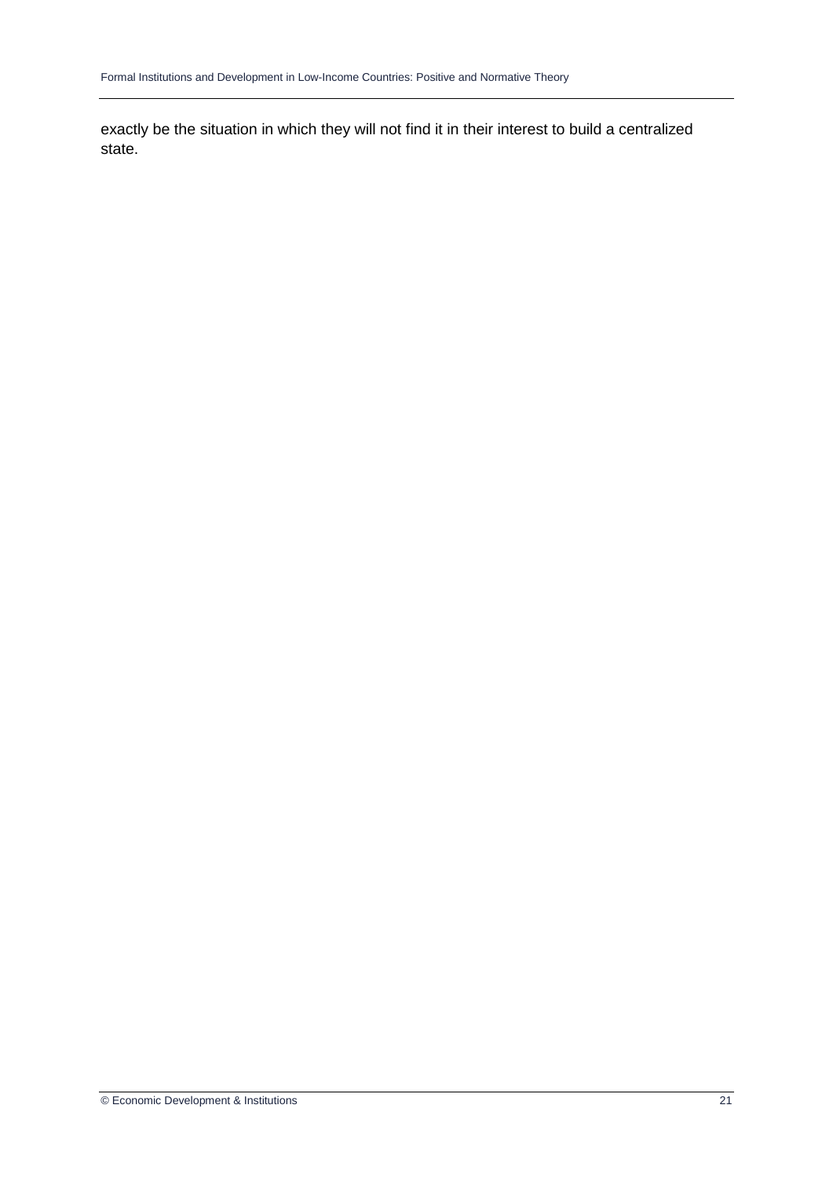exactly be the situation in which they will not find it in their interest to build a centralized state.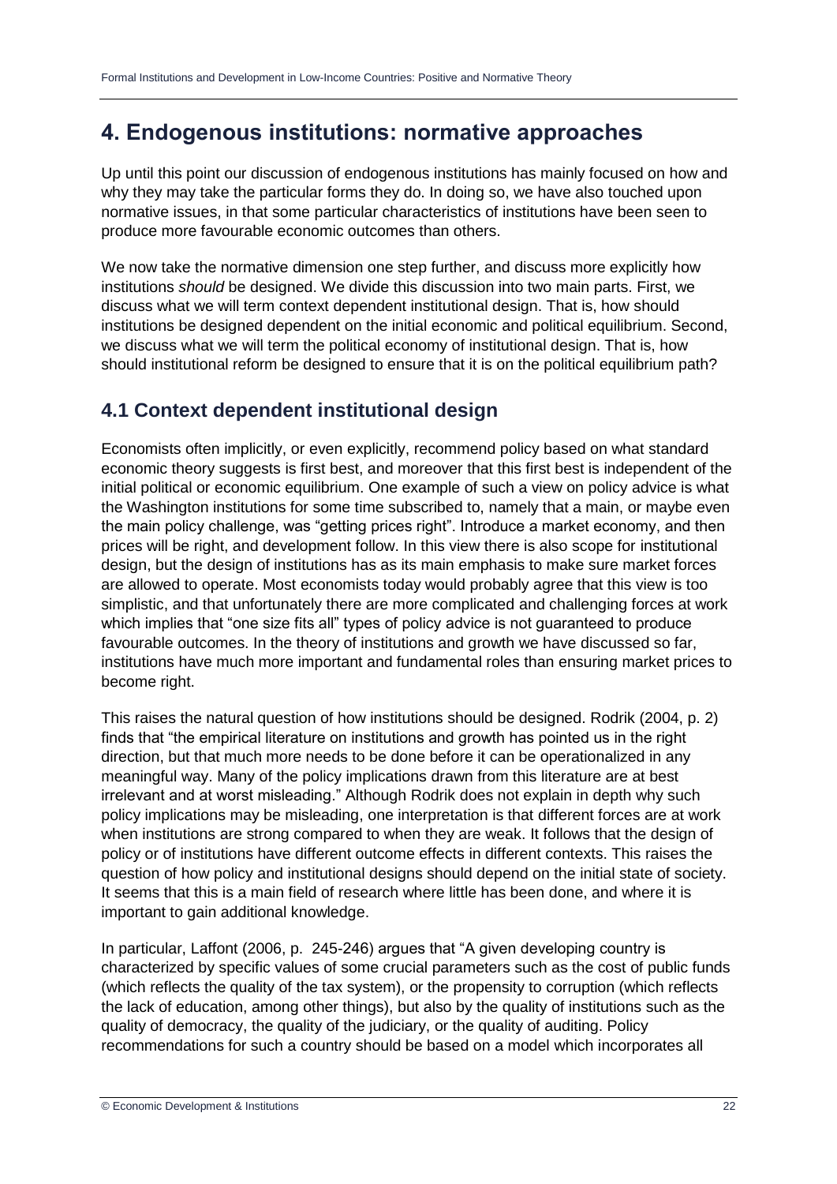# 4. Endogenous institutions: normative approaches

Up until this point our discussion of endogenous institutions has mainly focused on how and why they may take the particular forms they do. In doing so, we have also touched upon normative issues, in that some particular characteristics of institutions have been seen to produce more favourable economic outcomes than others.

We now take the normative dimension one step further, and discuss more explicitly how institutions *should* be designed. We divide this discussion into two main parts. First, we discuss what we will term context dependent institutional design. That is, how should institutions be designed dependent on the initial economic and political equilibrium. Second, we discuss what we will term the political economy of institutional design. That is, how should institutional reform be designed to ensure that it is on the political equilibrium path?

## 4.1 Context dependent institutional design

Economists often implicitly, or even explicitly, recommend policy based on what standard economic theory suggests is first best, and moreover that this first best is independent of the initial political or economic equilibrium. One example of such a view on policy advice is what the Washington institutions for some time subscribed to, namely that a main, or maybe even the main policy challenge, was "getting prices right". Introduce a market economy, and then prices will be right, and development follow. In this view there is also scope for institutional design, but the design of institutions has as its main emphasis to make sure market forces are allowed to operate. Most economists today would probably agree that this view is too simplistic, and that unfortunately there are more complicated and challenging forces at work which implies that "one size fits all" types of policy advice is not guaranteed to produce favourable outcomes. In the theory of institutions and growth we have discussed so far, institutions have much more important and fundamental roles than ensuring market prices to become right.

This raises the natural question of how institutions should be designed. Rodrik (2004, p. 2) finds that "the empirical literature on institutions and growth has pointed us in the right direction, but that much more needs to be done before it can be operationalized in any meaningful way. Many of the policy implications drawn from this literature are at best irrelevant and at worst misleading." Although Rodrik does not explain in depth why such policy implications may be misleading, one interpretation is that different forces are at work when institutions are strong compared to when they are weak. It follows that the design of policy or of institutions have different outcome effects in different contexts. This raises the question of how policy and institutional designs should depend on the initial state of society. It seems that this is a main field of research where little has been done, and where it is important to gain additional knowledge.

In particular, Laffont (2006, p. 245-246) argues that "A given developing country is characterized by specific values of some crucial parameters such as the cost of public funds (which reflects the quality of the tax system), or the propensity to corruption (which reflects the lack of education, among other things), but also by the quality of institutions such as the quality of democracy, the quality of the judiciary, or the quality of auditing. Policy recommendations for such a country should be based on a model which incorporates all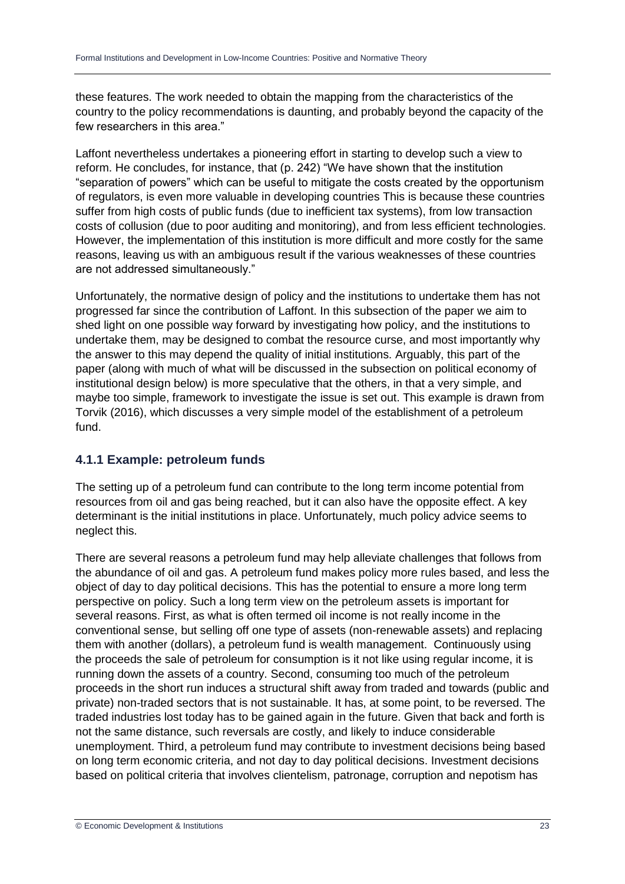these features. The work needed to obtain the mapping from the characteristics of the country to the policy recommendations is daunting, and probably beyond the capacity of the few researchers in this area."

Laffont nevertheless undertakes a pioneering effort in starting to develop such a view to reform. He concludes, for instance, that (p. 242) "We have shown that the institution "separation of powers" which can be useful to mitigate the costs created by the opportunism of regulators, is even more valuable in developing countries This is because these countries suffer from high costs of public funds (due to inefficient tax systems), from low transaction costs of collusion (due to poor auditing and monitoring), and from less efficient technologies. However, the implementation of this institution is more difficult and more costly for the same reasons, leaving us with an ambiguous result if the various weaknesses of these countries are not addressed simultaneously."

Unfortunately, the normative design of policy and the institutions to undertake them has not progressed far since the contribution of Laffont. In this subsection of the paper we aim to shed light on one possible way forward by investigating how policy, and the institutions to undertake them, may be designed to combat the resource curse, and most importantly why the answer to this may depend the quality of initial institutions. Arguably, this part of the paper (along with much of what will be discussed in the subsection on political economy of institutional design below) is more speculative that the others, in that a very simple, and maybe too simple, framework to investigate the issue is set out. This example is drawn from Torvik (2016), which discusses a very simple model of the establishment of a petroleum fund.

### 4.1.1 Example: petroleum funds

The setting up of a petroleum fund can contribute to the long term income potential from resources from oil and gas being reached, but it can also have the opposite effect. A key determinant is the initial institutions in place. Unfortunately, much policy advice seems to neglect this.

There are several reasons a petroleum fund may help alleviate challenges that follows from the abundance of oil and gas. A petroleum fund makes policy more rules based, and less the object of day to day political decisions. This has the potential to ensure a more long term perspective on policy. Such a long term view on the petroleum assets is important for several reasons. First, as what is often termed oil income is not really income in the conventional sense, but selling off one type of assets (non-renewable assets) and replacing them with another (dollars), a petroleum fund is wealth management. Continuously using the proceeds the sale of petroleum for consumption is it not like using regular income, it is running down the assets of a country. Second, consuming too much of the petroleum proceeds in the short run induces a structural shift away from traded and towards (public and private) non-traded sectors that is not sustainable. It has, at some point, to be reversed. The traded industries lost today has to be gained again in the future. Given that back and forth is not the same distance, such reversals are costly, and likely to induce considerable unemployment. Third, a petroleum fund may contribute to investment decisions being based on long term economic criteria, and not day to day political decisions. Investment decisions based on political criteria that involves clientelism, patronage, corruption and nepotism has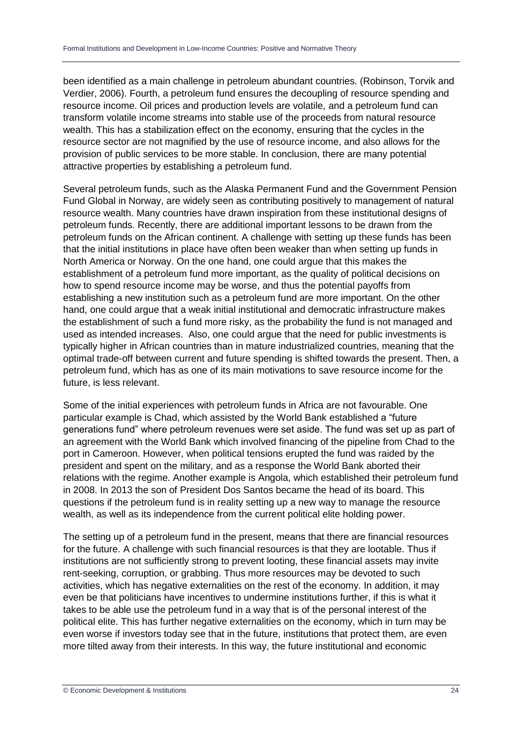been identified as a main challenge in petroleum abundant countries. (Robinson, Torvik and Verdier, 2006). Fourth, a petroleum fund ensures the decoupling of resource spending and resource income. Oil prices and production levels are volatile, and a petroleum fund can transform volatile income streams into stable use of the proceeds from natural resource wealth. This has a stabilization effect on the economy, ensuring that the cycles in the resource sector are not magnified by the use of resource income, and also allows for the provision of public services to be more stable. In conclusion, there are many potential attractive properties by establishing a petroleum fund.

Several petroleum funds, such as the Alaska Permanent Fund and the Government Pension Fund Global in Norway, are widely seen as contributing positively to management of natural resource wealth. Many countries have drawn inspiration from these institutional designs of petroleum funds. Recently, there are additional important lessons to be drawn from the petroleum funds on the African continent. A challenge with setting up these funds has been that the initial institutions in place have often been weaker than when setting up funds in North America or Norway. On the one hand, one could argue that this makes the establishment of a petroleum fund more important, as the quality of political decisions on how to spend resource income may be worse, and thus the potential payoffs from establishing a new institution such as a petroleum fund are more important. On the other hand, one could argue that a weak initial institutional and democratic infrastructure makes the establishment of such a fund more risky, as the probability the fund is not managed and used as intended increases. Also, one could argue that the need for public investments is typically higher in African countries than in mature industrialized countries, meaning that the optimal trade-off between current and future spending is shifted towards the present. Then, a petroleum fund, which has as one of its main motivations to save resource income for the future, is less relevant.

Some of the initial experiences with petroleum funds in Africa are not favourable. One particular example is Chad, which assisted by the World Bank established a "future generations fund" where petroleum revenues were set aside. The fund was set up as part of an agreement with the World Bank which involved financing of the pipeline from Chad to the port in Cameroon. However, when political tensions erupted the fund was raided by the president and spent on the military, and as a response the World Bank aborted their relations with the regime. Another example is Angola, which established their petroleum fund in 2008. In 2013 the son of President Dos Santos became the head of its board. This questions if the petroleum fund is in reality setting up a new way to manage the resource wealth, as well as its independence from the current political elite holding power.

The setting up of a petroleum fund in the present, means that there are financial resources for the future. A challenge with such financial resources is that they are lootable. Thus if institutions are not sufficiently strong to prevent looting, these financial assets may invite rent-seeking, corruption, or grabbing. Thus more resources may be devoted to such activities, which has negative externalities on the rest of the economy. In addition, it may even be that politicians have incentives to undermine institutions further, if this is what it takes to be able use the petroleum fund in a way that is of the personal interest of the political elite. This has further negative externalities on the economy, which in turn may be even worse if investors today see that in the future, institutions that protect them, are even more tilted away from their interests. In this way, the future institutional and economic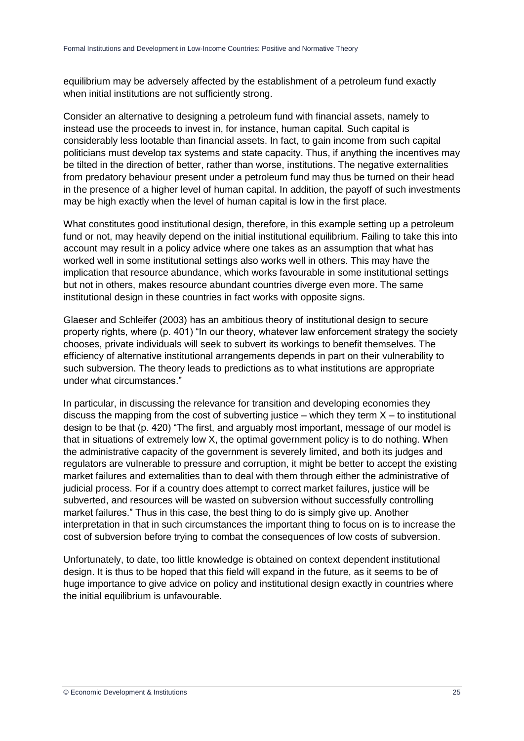equilibrium may be adversely affected by the establishment of a petroleum fund exactly when initial institutions are not sufficiently strong.

Consider an alternative to designing a petroleum fund with financial assets, namely to instead use the proceeds to invest in, for instance, human capital. Such capital is considerably less lootable than financial assets. In fact, to gain income from such capital politicians must develop tax systems and state capacity. Thus, if anything the incentives may be tilted in the direction of better, rather than worse, institutions. The negative externalities from predatory behaviour present under a petroleum fund may thus be turned on their head in the presence of a higher level of human capital. In addition, the payoff of such investments may be high exactly when the level of human capital is low in the first place.

What constitutes good institutional design, therefore, in this example setting up a petroleum fund or not, may heavily depend on the initial institutional equilibrium. Failing to take this into account may result in a policy advice where one takes as an assumption that what has worked well in some institutional settings also works well in others. This may have the implication that resource abundance, which works favourable in some institutional settings but not in others, makes resource abundant countries diverge even more. The same institutional design in these countries in fact works with opposite signs.

Glaeser and Schleifer (2003) has an ambitious theory of institutional design to secure property rights, where (p. 401) "In our theory, whatever law enforcement strategy the society chooses, private individuals will seek to subvert its workings to benefit themselves. The efficiency of alternative institutional arrangements depends in part on their vulnerability to such subversion. The theory leads to predictions as to what institutions are appropriate under what circumstances."

In particular, in discussing the relevance for transition and developing economies they discuss the mapping from the cost of subverting justice – which they term X – to institutional design to be that (p. 420) "The first, and arguably most important, message of our model is that in situations of extremely low X, the optimal government policy is to do nothing. When the administrative capacity of the government is severely limited, and both its judges and regulators are vulnerable to pressure and corruption, it might be better to accept the existing market failures and externalities than to deal with them through either the administrative of judicial process. For if a country does attempt to correct market failures, justice will be subverted, and resources will be wasted on subversion without successfully controlling market failures." Thus in this case, the best thing to do is simply give up. Another interpretation in that in such circumstances the important thing to focus on is to increase the cost of subversion before trying to combat the consequences of low costs of subversion.

Unfortunately, to date, too little knowledge is obtained on context dependent institutional design. It is thus to be hoped that this field will expand in the future, as it seems to be of huge importance to give advice on policy and institutional design exactly in countries where the initial equilibrium is unfavourable.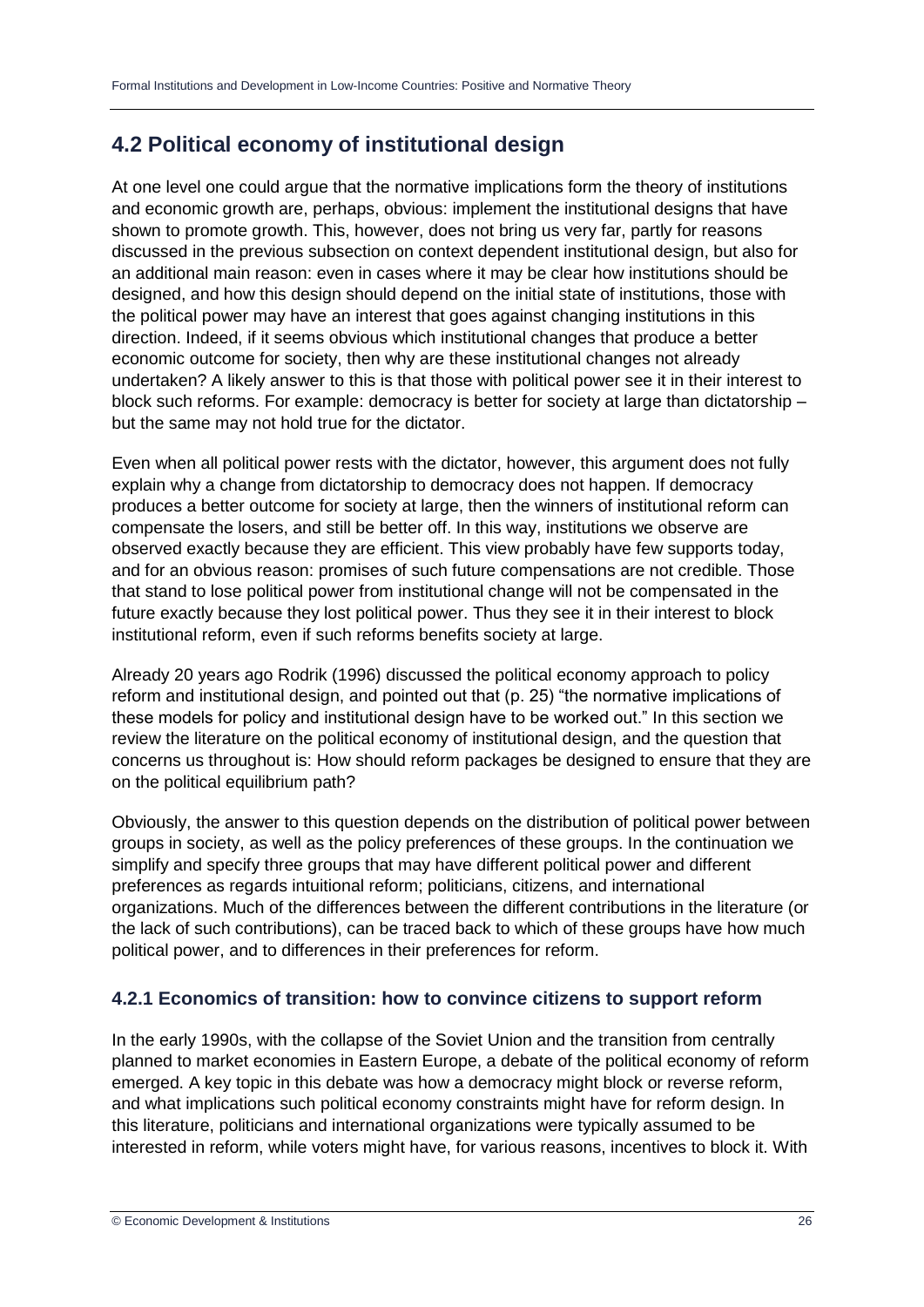## 4.2 Political economy of institutional design

At one level one could argue that the normative implications form the theory of institutions and economic growth are, perhaps, obvious: implement the institutional designs that have shown to promote growth. This, however, does not bring us very far, partly for reasons discussed in the previous subsection on context dependent institutional design, but also for an additional main reason: even in cases where it may be clear how institutions should be designed, and how this design should depend on the initial state of institutions, those with the political power may have an interest that goes against changing institutions in this direction. Indeed, if it seems obvious which institutional changes that produce a better economic outcome for society, then why are these institutional changes not already undertaken? A likely answer to this is that those with political power see it in their interest to block such reforms. For example: democracy is better for society at large than dictatorship – but the same may not hold true for the dictator.

Even when all political power rests with the dictator, however, this argument does not fully explain why a change from dictatorship to democracy does not happen. If democracy produces a better outcome for society at large, then the winners of institutional reform can compensate the losers, and still be better off. In this way, institutions we observe are observed exactly because they are efficient. This view probably have few supports today, and for an obvious reason: promises of such future compensations are not credible. Those that stand to lose political power from institutional change will not be compensated in the future exactly because they lost political power. Thus they see it in their interest to block institutional reform, even if such reforms benefits society at large.

Already 20 years ago Rodrik (1996) discussed the political economy approach to policy reform and institutional design, and pointed out that (p. 25) "the normative implications of these models for policy and institutional design have to be worked out." In this section we review the literature on the political economy of institutional design, and the question that concerns us throughout is: How should reform packages be designed to ensure that they are on the political equilibrium path?

Obviously, the answer to this question depends on the distribution of political power between groups in society, as well as the policy preferences of these groups. In the continuation we simplify and specify three groups that may have different political power and different preferences as regards intuitional reform; politicians, citizens, and international organizations. Much of the differences between the different contributions in the literature (or the lack of such contributions), can be traced back to which of these groups have how much political power, and to differences in their preferences for reform.

### 4.2.1 Economics of transition: how to convince citizens to support reform

In the early 1990s, with the collapse of the Soviet Union and the transition from centrally planned to market economies in Eastern Europe, a debate of the political economy of reform emerged. A key topic in this debate was how a democracy might block or reverse reform, and what implications such political economy constraints might have for reform design. In this literature, politicians and international organizations were typically assumed to be interested in reform, while voters might have, for various reasons, incentives to block it. With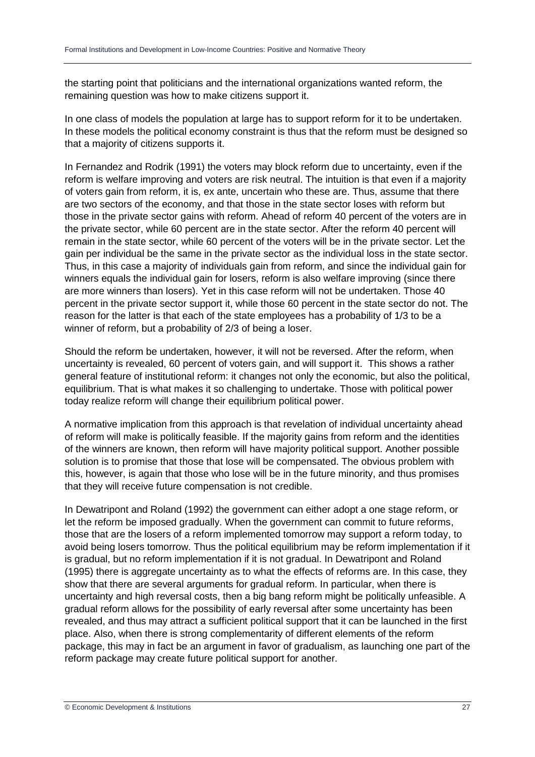the starting point that politicians and the international organizations wanted reform, the remaining question was how to make citizens support it.

In one class of models the population at large has to support reform for it to be undertaken. In these models the political economy constraint is thus that the reform must be designed so that a majority of citizens supports it.

In Fernandez and Rodrik (1991) the voters may block reform due to uncertainty, even if the reform is welfare improving and voters are risk neutral. The intuition is that even if a majority of voters gain from reform, it is, ex ante, uncertain who these are. Thus, assume that there are two sectors of the economy, and that those in the state sector loses with reform but those in the private sector gains with reform. Ahead of reform 40 percent of the voters are in the private sector, while 60 percent are in the state sector. After the reform 40 percent will remain in the state sector, while 60 percent of the voters will be in the private sector. Let the gain per individual be the same in the private sector as the individual loss in the state sector. Thus, in this case a majority of individuals gain from reform, and since the individual gain for winners equals the individual gain for losers, reform is also welfare improving (since there are more winners than losers). Yet in this case reform will not be undertaken. Those 40 percent in the private sector support it, while those 60 percent in the state sector do not. The reason for the latter is that each of the state employees has a probability of 1/3 to be a winner of reform, but a probability of 2/3 of being a loser.

Should the reform be undertaken, however, it will not be reversed. After the reform, when uncertainty is revealed, 60 percent of voters gain, and will support it. This shows a rather general feature of institutional reform: it changes not only the economic, but also the political, equilibrium. That is what makes it so challenging to undertake. Those with political power today realize reform will change their equilibrium political power.

A normative implication from this approach is that revelation of individual uncertainty ahead of reform will make is politically feasible. If the majority gains from reform and the identities of the winners are known, then reform will have majority political support. Another possible solution is to promise that those that lose will be compensated. The obvious problem with this, however, is again that those who lose will be in the future minority, and thus promises that they will receive future compensation is not credible.

In Dewatripont and Roland (1992) the government can either adopt a one stage reform, or let the reform be imposed gradually. When the government can commit to future reforms, those that are the losers of a reform implemented tomorrow may support a reform today, to avoid being losers tomorrow. Thus the political equilibrium may be reform implementation if it is gradual, but no reform implementation if it is not gradual. In Dewatripont and Roland (1995) there is aggregate uncertainty as to what the effects of reforms are. In this case, they show that there are several arguments for gradual reform. In particular, when there is uncertainty and high reversal costs, then a big bang reform might be politically unfeasible. A gradual reform allows for the possibility of early reversal after some uncertainty has been revealed, and thus may attract a sufficient political support that it can be launched in the first place. Also, when there is strong complementarity of different elements of the reform package, this may in fact be an argument in favor of gradualism, as launching one part of the reform package may create future political support for another.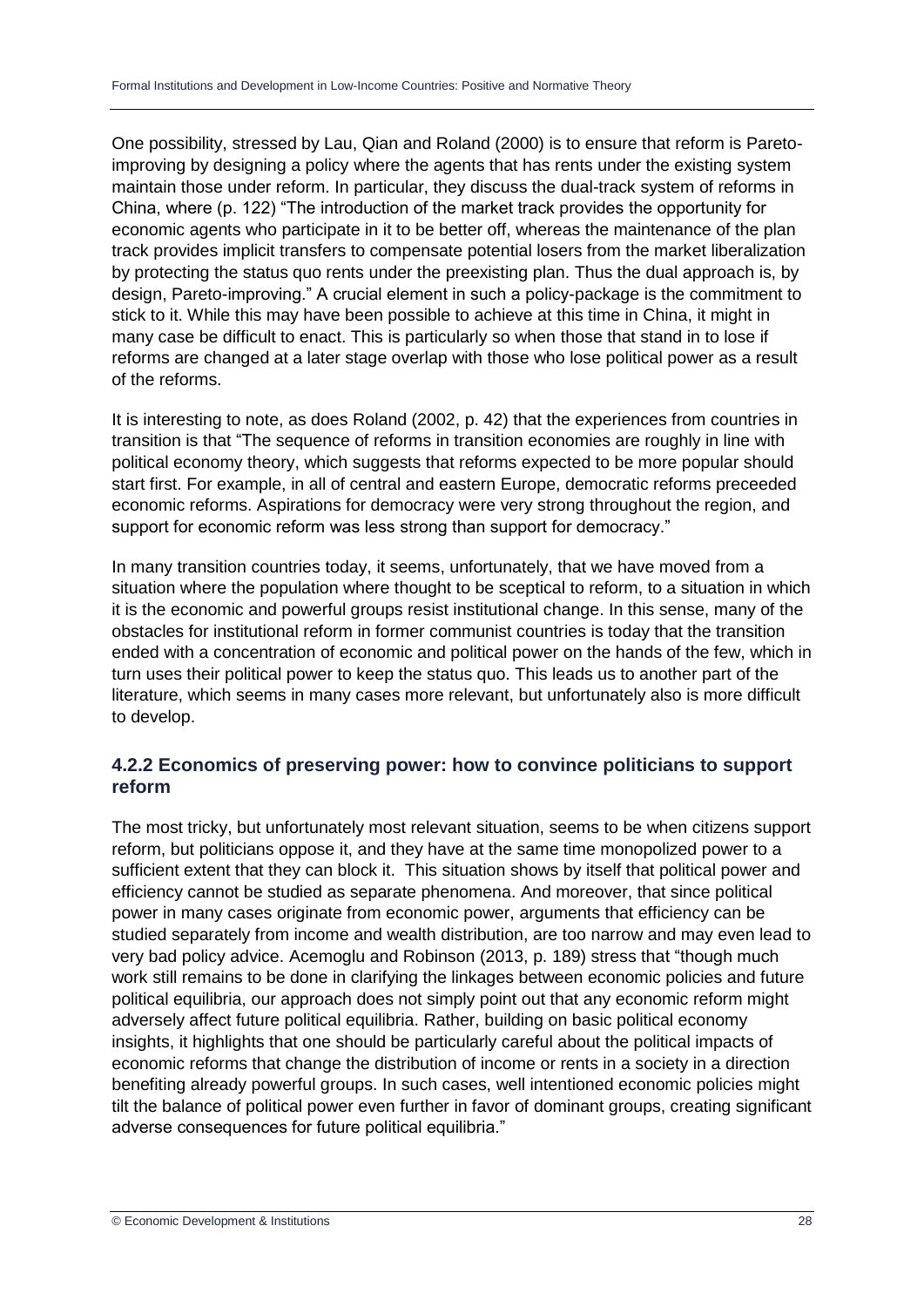One possibility, stressed by Lau, Qian and Roland (2000) is to ensure that reform is Pareto-improving by designing a policy where the agents that has rents under the existing system maintain those under reform. In particular, they discuss the dual-track system of reforms in China, where (p. 122) "The introduction of the market track provides the opportunity for economic agents who participate in it to be better off, whereas the maintenance of the plan track provides implicit transfers to compensate potential losers from the market liberalization by protecting the status quo rents under the preexisting plan. Thus the dual approach is, by design, Pareto-improving." A crucial element in such a policy-package is the commitment to stick to it. While this may have been possible to achieve at this time in China, it might in many case be difficult to enact. This is particularly so when those that stand in to lose if reforms are changed at a later stage overlap with those who lose political power as a result of the reforms.

It is interesting to note, as does Roland (2002, p. 42) that the experiences from countries in transition is that "The sequence of reforms in transition economies are roughly in line with political economy theory, which suggests that reforms expected to be more popular should start first. For example, in all of central and eastern Europe, democratic reforms preceeded economic reforms. Aspirations for democracy were very strong throughout the region, and support for economic reform was less strong than support for democracy."

In many transition countries today, it seems, unfortunately, that we have moved from a situation where the population where thought to be sceptical to reform, to a situation in which it is the economic and powerful groups resist institutional change. In this sense, many of the obstacles for institutional reform in former communist countries is today that the transition ended with a concentration of economic and political power on the hands of the few, which in turn uses their political power to keep the status quo. This leads us to another part of the literature, which seems in many cases more relevant, but unfortunately also is more difficult to develop.

### 4.2.2 Economics of preserving power: how to convince politicians to support reform

The most tricky, but unfortunately most relevant situation, seems to be when citizens support reform, but politicians oppose it, and they have at the same time monopolized power to a sufficient extent that they can block it. This situation shows by itself that political power and efficiency cannot be studied as separate phenomena. And moreover, that since political power in many cases originate from economic power, arguments that efficiency can be studied separately from income and wealth distribution, are too narrow and may even lead to very bad policy advice. Acemoglu and Robinson (2013, p. 189) stress that "though much work still remains to be done in clarifying the linkages between economic policies and future political equilibria, our approach does not simply point out that any economic reform might adversely affect future political equilibria. Rather, building on basic political economy insights, it highlights that one should be particularly careful about the political impacts of economic reforms that change the distribution of income or rents in a society in a direction benefiting already powerful groups. In such cases, well intentioned economic policies might tilt the balance of political power even further in favor of dominant groups, creating significant adverse consequences for future political equilibria."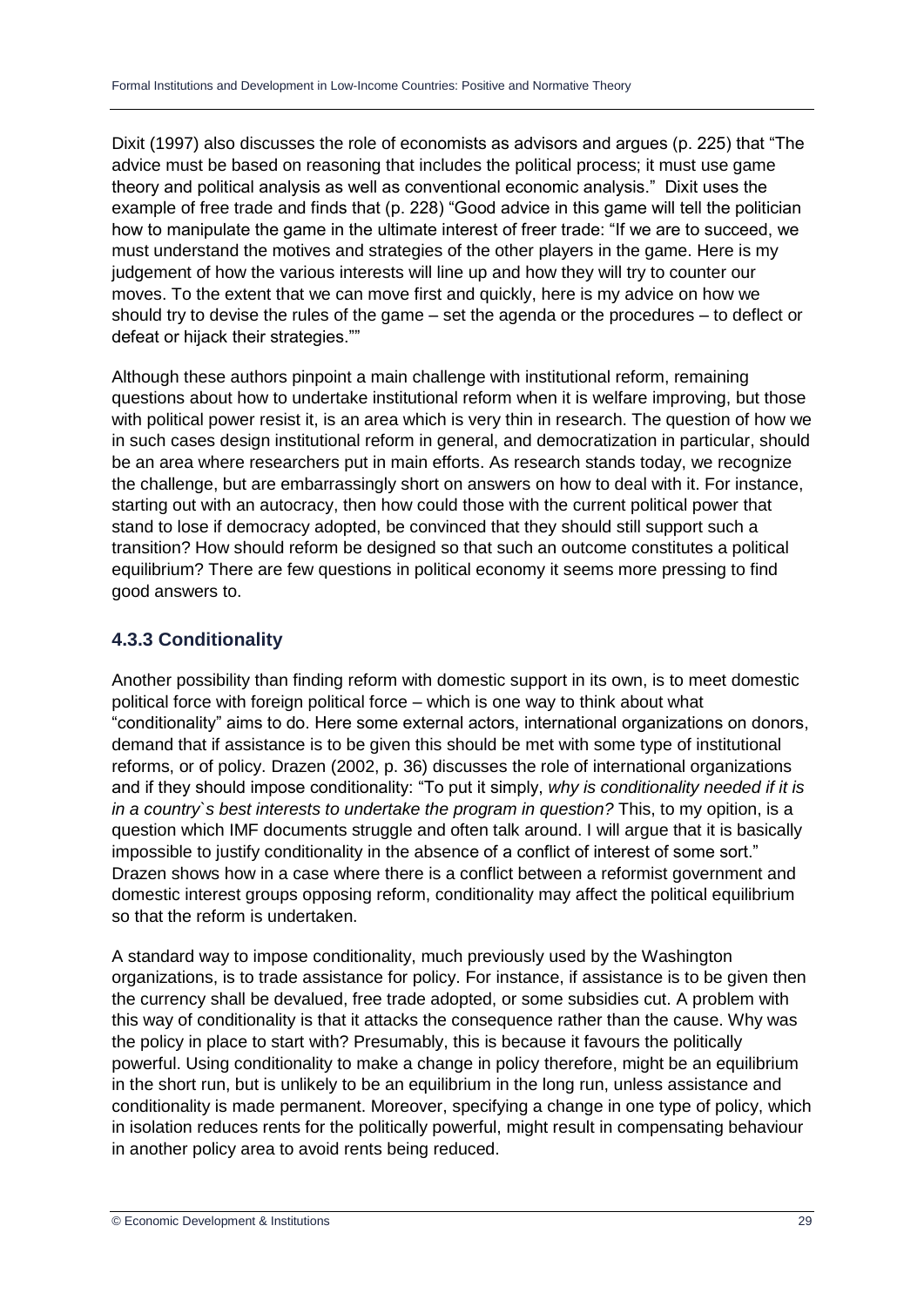Dixit (1997) also discusses the role of economists as advisors and argues (p. 225) that "The advice must be based on reasoning that includes the political process; it must use game theory and political analysis as well as conventional economic analysis." Dixit uses the example of free trade and finds that (p. 228) "Good advice in this game will tell the politician how to manipulate the game in the ultimate interest of freer trade: "If we are to succeed, we must understand the motives and strategies of the other players in the game. Here is my judgement of how the various interests will line up and how they will try to counter our moves. To the extent that we can move first and quickly, here is my advice on how we should try to devise the rules of the game – set the agenda or the procedures – to deflect or defeat or hijack their strategies.""

Although these authors pinpoint a main challenge with institutional reform, remaining questions about how to undertake institutional reform when it is welfare improving, but those with political power resist it, is an area which is very thin in research. The question of how we in such cases design institutional reform in general, and democratization in particular, should be an area where researchers put in main efforts. As research stands today, we recognize the challenge, but are embarrassingly short on answers on how to deal with it. For instance, starting out with an autocracy, then how could those with the current political power that stand to lose if democracy adopted, be convinced that they should still support such a transition? How should reform be designed so that such an outcome constitutes a political equilibrium? There are few questions in political economy it seems more pressing to find good answers to.

### 4.3.3 Conditionality

Another possibility than finding reform with domestic support in its own, is to meet domestic political force with foreign political force – which is one way to think about what "conditionality" aims to do. Here some external actors, international organizations on donors, demand that if assistance is to be given this should be met with some type of institutional reforms, or of policy. Drazen (2002, p. 36) discusses the role of international organizations and if they should impose conditionality: "To put it simply, *why is conditionality needed if it is in a country`s best interests to undertake the program in question?* This, to my opition, is a question which IMF documents struggle and often talk around. I will argue that it is basically impossible to justify conditionality in the absence of a conflict of interest of some sort." Drazen shows how in a case where there is a conflict between a reformist government and domestic interest groups opposing reform, conditionality may affect the political equilibrium so that the reform is undertaken.

A standard way to impose conditionality, much previously used by the Washington organizations, is to trade assistance for policy. For instance, if assistance is to be given then the currency shall be devalued, free trade adopted, or some subsidies cut. A problem with this way of conditionality is that it attacks the consequence rather than the cause. Why was the policy in place to start with? Presumably, this is because it favours the politically powerful. Using conditionality to make a change in policy therefore, might be an equilibrium in the short run, but is unlikely to be an equilibrium in the long run, unless assistance and conditionality is made permanent. Moreover, specifying a change in one type of policy, which in isolation reduces rents for the politically powerful, might result in compensating behaviour in another policy area to avoid rents being reduced.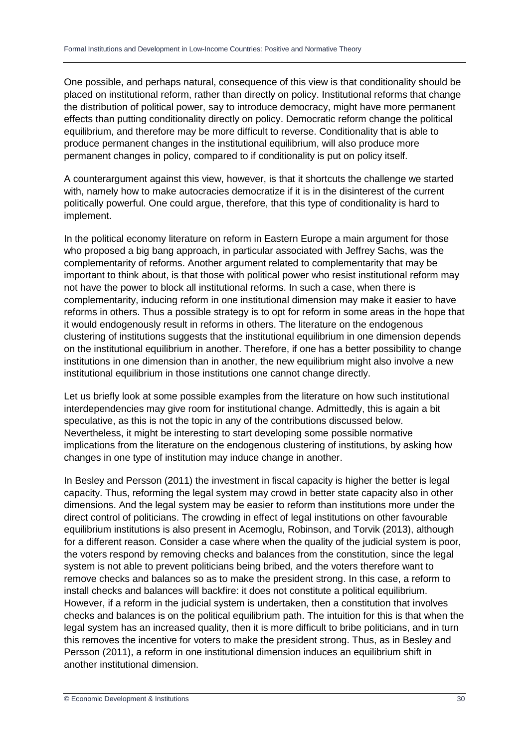One possible, and perhaps natural, consequence of this view is that conditionality should be placed on institutional reform, rather than directly on policy. Institutional reforms that change the distribution of political power, say to introduce democracy, might have more permanent effects than putting conditionality directly on policy. Democratic reform change the political equilibrium, and therefore may be more difficult to reverse. Conditionality that is able to produce permanent changes in the institutional equilibrium, will also produce more permanent changes in policy, compared to if conditionality is put on policy itself.

A counterargument against this view, however, is that it shortcuts the challenge we started with, namely how to make autocracies democratize if it is in the disinterest of the current politically powerful. One could argue, therefore, that this type of conditionality is hard to implement.

In the political economy literature on reform in Eastern Europe a main argument for those who proposed a big bang approach, in particular associated with Jeffrey Sachs, was the complementarity of reforms. Another argument related to complementarity that may be important to think about, is that those with political power who resist institutional reform may not have the power to block all institutional reforms. In such a case, when there is complementarity, inducing reform in one institutional dimension may make it easier to have reforms in others. Thus a possible strategy is to opt for reform in some areas in the hope that it would endogenously result in reforms in others. The literature on the endogenous clustering of institutions suggests that the institutional equilibrium in one dimension depends on the institutional equilibrium in another. Therefore, if one has a better possibility to change institutions in one dimension than in another, the new equilibrium might also involve a new institutional equilibrium in those institutions one cannot change directly.

Let us briefly look at some possible examples from the literature on how such institutional interdependencies may give room for institutional change. Admittedly, this is again a bit speculative, as this is not the topic in any of the contributions discussed below. Nevertheless, it might be interesting to start developing some possible normative implications from the literature on the endogenous clustering of institutions, by asking how changes in one type of institution may induce change in another.

In Besley and Persson (2011) the investment in fiscal capacity is higher the better is legal capacity. Thus, reforming the legal system may crowd in better state capacity also in other dimensions. And the legal system may be easier to reform than institutions more under the direct control of politicians. The crowding in effect of legal institutions on other favourable equilibrium institutions is also present in Acemoglu, Robinson, and Torvik (2013), although for a different reason. Consider a case where when the quality of the judicial system is poor, the voters respond by removing checks and balances from the constitution, since the legal system is not able to prevent politicians being bribed, and the voters therefore want to remove checks and balances so as to make the president strong. In this case, a reform to install checks and balances will backfire: it does not constitute a political equilibrium. However, if a reform in the judicial system is undertaken, then a constitution that involves checks and balances is on the political equilibrium path. The intuition for this is that when the legal system has an increased quality, then it is more difficult to bribe politicians, and in turn this removes the incentive for voters to make the president strong. Thus, as in Besley and Persson (2011), a reform in one institutional dimension induces an equilibrium shift in another institutional dimension.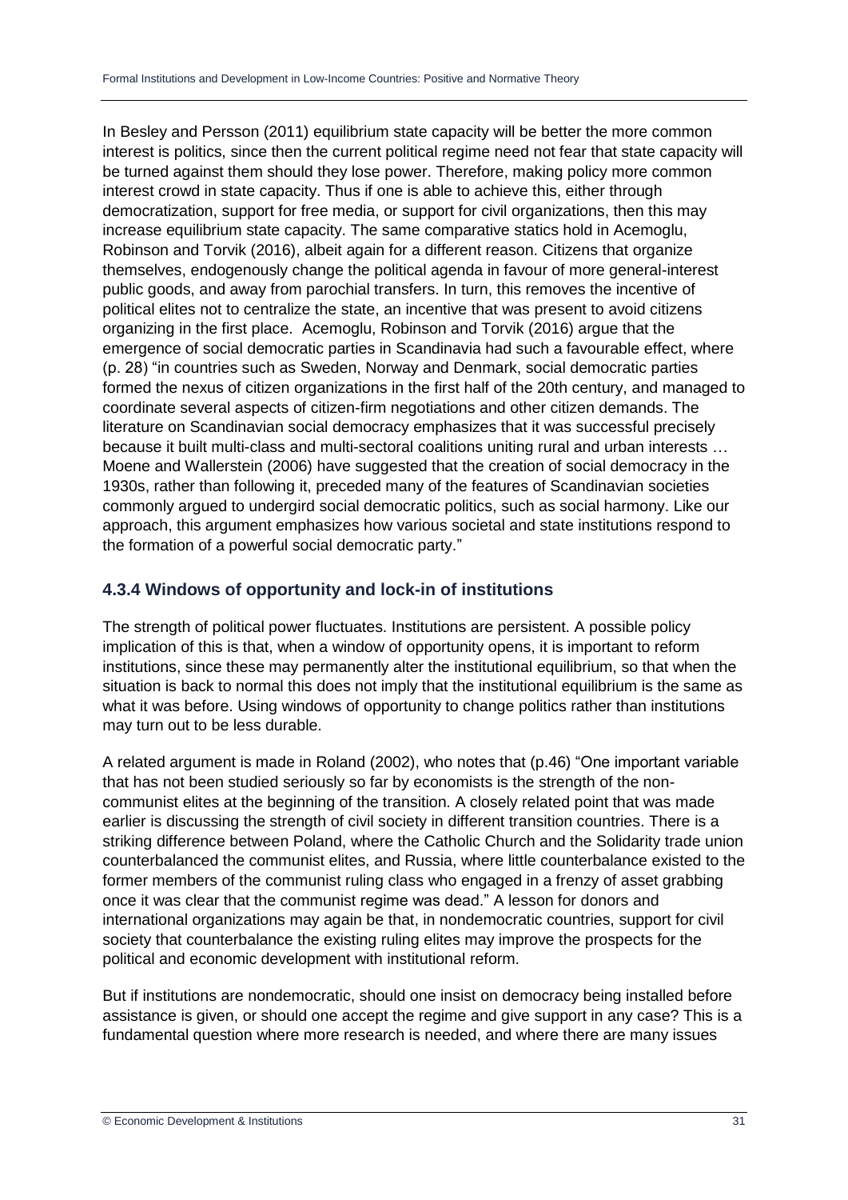In Besley and Persson (2011) equilibrium state capacity will be better the more common interest is politics, since then the current political regime need not fear that state capacity will be turned against them should they lose power. Therefore, making policy more common interest crowd in state capacity. Thus if one is able to achieve this, either through democratization, support for free media, or support for civil organizations, then this may increase equilibrium state capacity. The same comparative statics hold in Acemoglu, Robinson and Torvik (2016), albeit again for a different reason. Citizens that organize themselves, endogenously change the political agenda in favour of more general-interest public goods, and away from parochial transfers. In turn, this removes the incentive of political elites not to centralize the state, an incentive that was present to avoid citizens organizing in the first place. Acemoglu, Robinson and Torvik (2016) argue that the emergence of social democratic parties in Scandinavia had such a favourable effect, where (p. 28) "in countries such as Sweden, Norway and Denmark, social democratic parties formed the nexus of citizen organizations in the first half of the 20th century, and managed to coordinate several aspects of citizen-firm negotiations and other citizen demands. The literature on Scandinavian social democracy emphasizes that it was successful precisely because it built multi-class and multi-sectoral coalitions uniting rural and urban interests … Moene and Wallerstein (2006) have suggested that the creation of social democracy in the 1930s, rather than following it, preceded many of the features of Scandinavian societies commonly argued to undergird social democratic politics, such as social harmony. Like our approach, this argument emphasizes how various societal and state institutions respond to the formation of a powerful social democratic party."

### 4.3.4 Windows of opportunity and lock-in of institutions

The strength of political power fluctuates. Institutions are persistent. A possible policy implication of this is that, when a window of opportunity opens, it is important to reform institutions, since these may permanently alter the institutional equilibrium, so that when the situation is back to normal this does not imply that the institutional equilibrium is the same as what it was before. Using windows of opportunity to change politics rather than institutions may turn out to be less durable.

A related argument is made in Roland (2002), who notes that (p.46) "One important variable that has not been studied seriously so far by economists is the strength of the non-communist elites at the beginning of the transition. A closely related point that was made earlier is discussing the strength of civil society in different transition countries. There is a striking difference between Poland, where the Catholic Church and the Solidarity trade union counterbalanced the communist elites, and Russia, where little counterbalance existed to the former members of the communist ruling class who engaged in a frenzy of asset grabbing once it was clear that the communist regime was dead." A lesson for donors and international organizations may again be that, in nondemocratic countries, support for civil society that counterbalance the existing ruling elites may improve the prospects for the political and economic development with institutional reform.

But if institutions are nondemocratic, should one insist on democracy being installed before assistance is given, or should one accept the regime and give support in any case? This is a fundamental question where more research is needed, and where there are many issues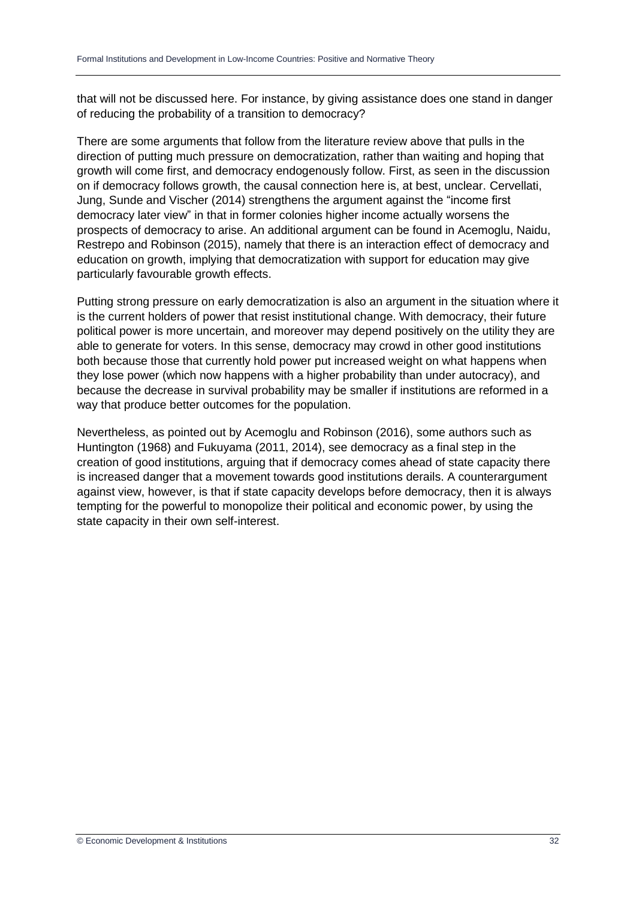that will not be discussed here. For instance, by giving assistance does one stand in danger of reducing the probability of a transition to democracy?

There are some arguments that follow from the literature review above that pulls in the direction of putting much pressure on democratization, rather than waiting and hoping that growth will come first, and democracy endogenously follow. First, as seen in the discussion on if democracy follows growth, the causal connection here is, at best, unclear. Cervellati, Jung, Sunde and Vischer (2014) strengthens the argument against the "income first democracy later view" in that in former colonies higher income actually worsens the prospects of democracy to arise. An additional argument can be found in Acemoglu, Naidu, Restrepo and Robinson (2015), namely that there is an interaction effect of democracy and education on growth, implying that democratization with support for education may give particularly favourable growth effects.

Putting strong pressure on early democratization is also an argument in the situation where it is the current holders of power that resist institutional change. With democracy, their future political power is more uncertain, and moreover may depend positively on the utility they are able to generate for voters. In this sense, democracy may crowd in other good institutions both because those that currently hold power put increased weight on what happens when they lose power (which now happens with a higher probability than under autocracy), and because the decrease in survival probability may be smaller if institutions are reformed in a way that produce better outcomes for the population.

Nevertheless, as pointed out by Acemoglu and Robinson (2016), some authors such as Huntington (1968) and Fukuyama (2011, 2014), see democracy as a final step in the creation of good institutions, arguing that if democracy comes ahead of state capacity there is increased danger that a movement towards good institutions derails. A counterargument against view, however, is that if state capacity develops before democracy, then it is always tempting for the powerful to monopolize their political and economic power, by using the state capacity in their own self-interest.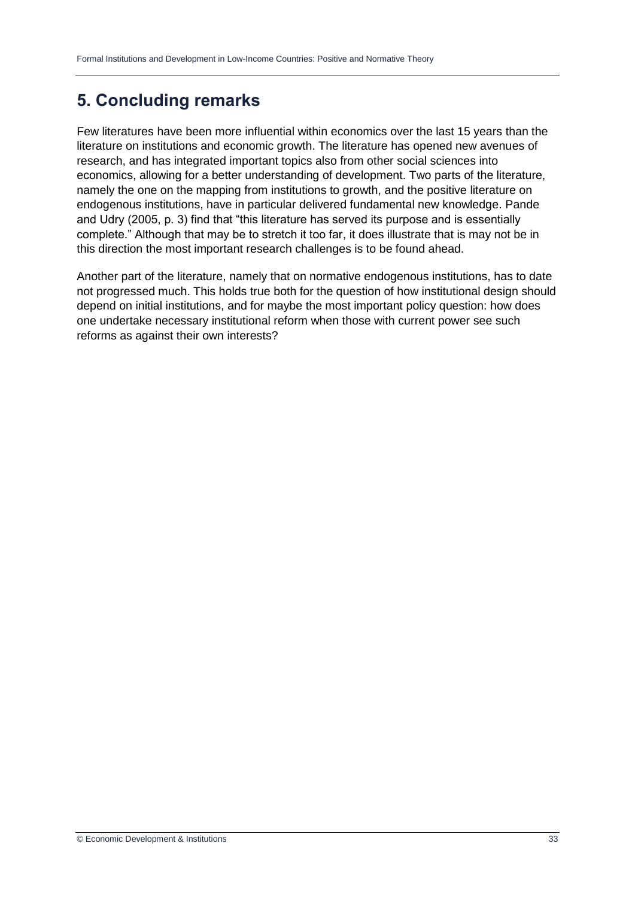## 5. Concluding remarks

Few literatures have been more influential within economics over the last 15 years than the literature on institutions and economic growth. The literature has opened new avenues of research, and has integrated important topics also from other social sciences into economics, allowing for a better understanding of development. Two parts of the literature, namely the one on the mapping from institutions to growth, and the positive literature on endogenous institutions, have in particular delivered fundamental new knowledge. Pande and Udry (2005, p. 3) find that "this literature has served its purpose and is essentially complete." Although that may be to stretch it too far, it does illustrate that is may not be in this direction the most important research challenges is to be found ahead.

Another part of the literature, namely that on normative endogenous institutions, has to date not progressed much. This holds true both for the question of how institutional design should depend on initial institutions, and for maybe the most important policy question: how does one undertake necessary institutional reform when those with current power see such reforms as against their own interests?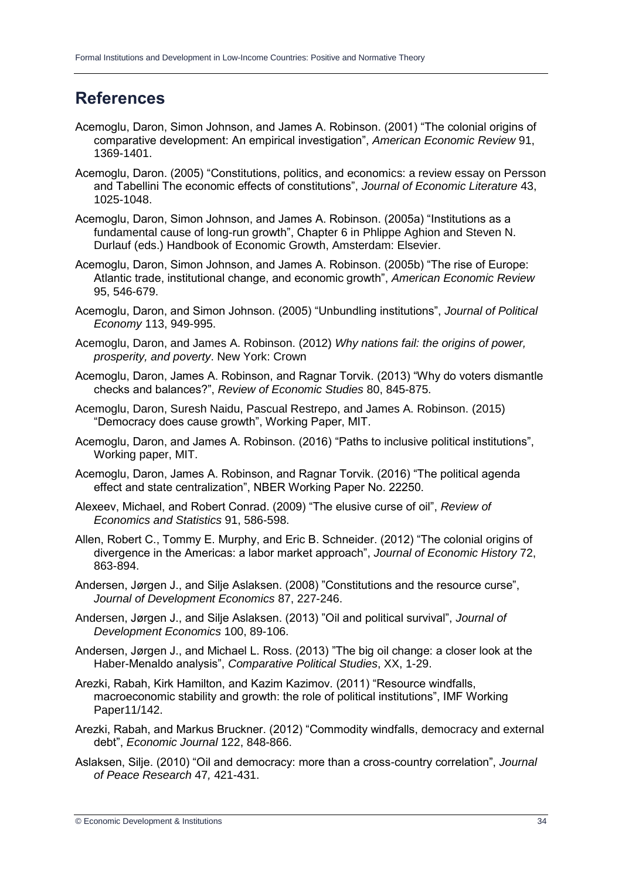## References

Acemoglu, Daron, Simon Johnson, and James A. Robinson. (2001) "The colonial origins of comparative development: An empirical investigation", *American Economic Review* 91, 1369-1401.

Acemoglu, Daron. (2005) "Constitutions, politics, and economics: a review essay on Persson and Tabellini The economic effects of constitutions", *Journal of Economic Literature* 43, 1025-1048.

Acemoglu, Daron, Simon Johnson, and James A. Robinson. (2005a) "Institutions as a fundamental cause of long-run growth", Chapter 6 in Phlippe Aghion and Steven N. Durlauf (eds.) Handbook of Economic Growth, Amsterdam: Elsevier.

Acemoglu, Daron, Simon Johnson, and James A. Robinson. (2005b) "The rise of Europe: Atlantic trade, institutional change, and economic growth", *American Economic Review* 95, 546-679.

Acemoglu, Daron, and Simon Johnson. (2005) "Unbundling institutions", *Journal of Political Economy* 113, 949-995.

Acemoglu, Daron, and James A. Robinson. (2012) *Why nations fail: the origins of power, prosperity, and poverty*. New York: Crown

Acemoglu, Daron, James A. Robinson, and Ragnar Torvik. (2013) "Why do voters dismantle checks and balances?", *Review of Economic Studies* 80, 845-875.

Acemoglu, Daron, Suresh Naidu, Pascual Restrepo, and James A. Robinson. (2015) "Democracy does cause growth", Working Paper, MIT.

Acemoglu, Daron, and James A. Robinson. (2016) "Paths to inclusive political institutions", Working paper, MIT.

Acemoglu, Daron, James A. Robinson, and Ragnar Torvik. (2016) "The political agenda effect and state centralization", NBER Working Paper No. 22250.

Alexeev, Michael, and Robert Conrad. (2009) "The elusive curse of oil", *Review of Economics and Statistics* 91, 586-598.

Allen, Robert C., Tommy E. Murphy, and Eric B. Schneider. (2012) "The colonial origins of divergence in the Americas: a labor market approach", *Journal of Economic History* 72, 863-894.

Andersen, Jørgen J., and Silje Aslaksen. (2008) "Constitutions and the resource curse", *Journal of Development Economics* 87, 227-246.

Andersen, Jørgen J., and Silje Aslaksen. (2013) "Oil and political survival", *Journal of Development Economics* 100, 89-106.

Andersen, Jørgen J., and Michael L. Ross. (2013) "The big oil change: a closer look at the Haber-Menaldo analysis", *Comparative Political Studies*, XX, 1-29.

Arezki, Rabah, Kirk Hamilton, and Kazim Kazimov. (2011) "Resource windfalls, macroeconomic stability and growth: the role of political institutions", IMF Working Paper11/142.

Arezki, Rabah, and Markus Bruckner. (2012) "Commodity windfalls, democracy and external debt", *Economic Journal* 122, 848-866.

Aslaksen, Silje. (2010) "Oil and democracy: more than a cross-country correlation", *Journal of Peace Research* 47*,* 421-431.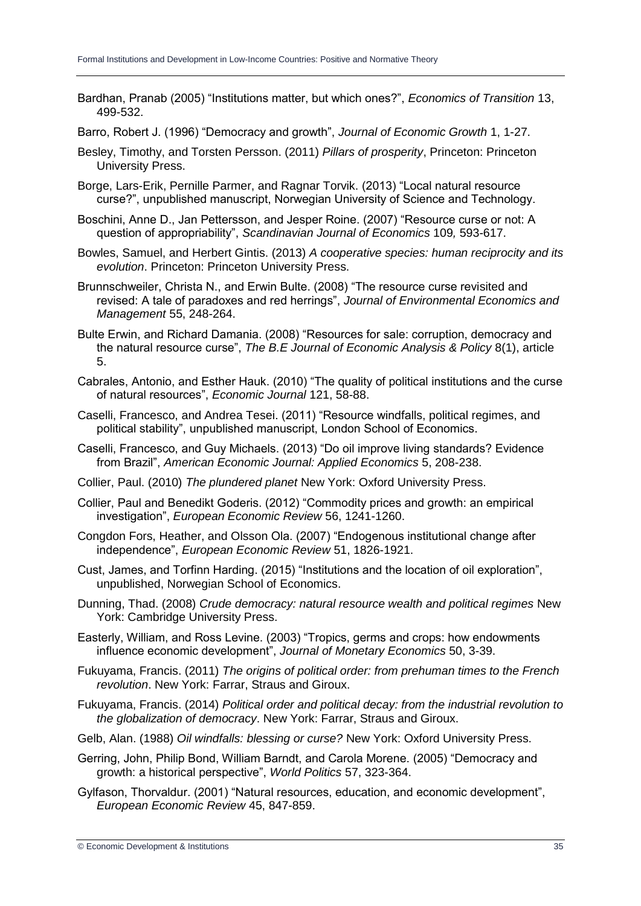Bardhan, Pranab (2005) “Institutions matter, but which ones?”, *Economics of Transition* 13, 499-532.

Barro, Robert J. (1996) “Democracy and growth”, *Journal of Economic Growth* 1, 1-27.

Besley, Timothy, and Torsten Persson. (2011) *Pillars of prosperity*, Princeton: Princeton University Press.

Borge, Lars-Erik, Pernille Parmer, and Ragnar Torvik. (2013) “Local natural resource curse?”, unpublished manuscript, Norwegian University of Science and Technology.

Boschini, Anne D., Jan Pettersson, and Jesper Roine. (2007) “Resource curse or not: A question of appropriability”, *Scandinavian Journal of Economics* 109*,* 593-617.

Bowles, Samuel, and Herbert Gintis. (2013) *A cooperative species: human reciprocity and its evolution*. Princeton: Princeton University Press.

Brunnschweiler, Christa N., and Erwin Bulte. (2008) “The resource curse revisited and revised: A tale of paradoxes and red herrings”, *Journal of Environmental Economics and Management* 55, 248-264.

Bulte Erwin, and Richard Damania. (2008) “Resources for sale: corruption, democracy and the natural resource curse”, *The B.E Journal of Economic Analysis & Policy* 8(1), article 5.

Cabrales, Antonio, and Esther Hauk. (2010) “The quality of political institutions and the curse of natural resources”, *Economic Journal* 121, 58-88.

Caselli, Francesco, and Andrea Tesei. (2011) “Resource windfalls, political regimes, and political stability”, unpublished manuscript, London School of Economics.

Caselli, Francesco, and Guy Michaels. (2013) “Do oil improve living standards? Evidence from Brazil”, *American Economic Journal: Applied Economics* 5, 208-238.

Collier, Paul. (2010) *The plundered planet* New York: Oxford University Press.

Collier, Paul and Benedikt Goderis. (2012) “Commodity prices and growth: an empirical investigation”, *European Economic Review* 56, 1241-1260.

Congdon Fors, Heather, and Olsson Ola. (2007) “Endogenous institutional change after independence”, *European Economic Review* 51, 1826-1921.

Cust, James, and Torfinn Harding. (2015) “Institutions and the location of oil exploration”, unpublished, Norwegian School of Economics.

Dunning, Thad. (2008) *Crude democracy: natural resource wealth and political regimes* New York: Cambridge University Press.

Easterly, William, and Ross Levine. (2003) “Tropics, germs and crops: how endowments influence economic development”, *Journal of Monetary Economics* 50, 3-39.

Fukuyama, Francis. (2011) *The origins of political order: from prehuman times to the French revolution*. New York: Farrar, Straus and Giroux.

Fukuyama, Francis. (2014) *Political order and political decay: from the industrial revolution to the globalization of democracy*. New York: Farrar, Straus and Giroux.

Gelb, Alan. (1988) *Oil windfalls: blessing or curse?* New York: Oxford University Press.

Gerring, John, Philip Bond, William Barndt, and Carola Morene. (2005) “Democracy and growth: a historical perspective”, *World Politics* 57, 323-364.

Gylfason, Thorvaldur. (2001) “Natural resources, education, and economic development”, *European Economic Review* 45, 847-859.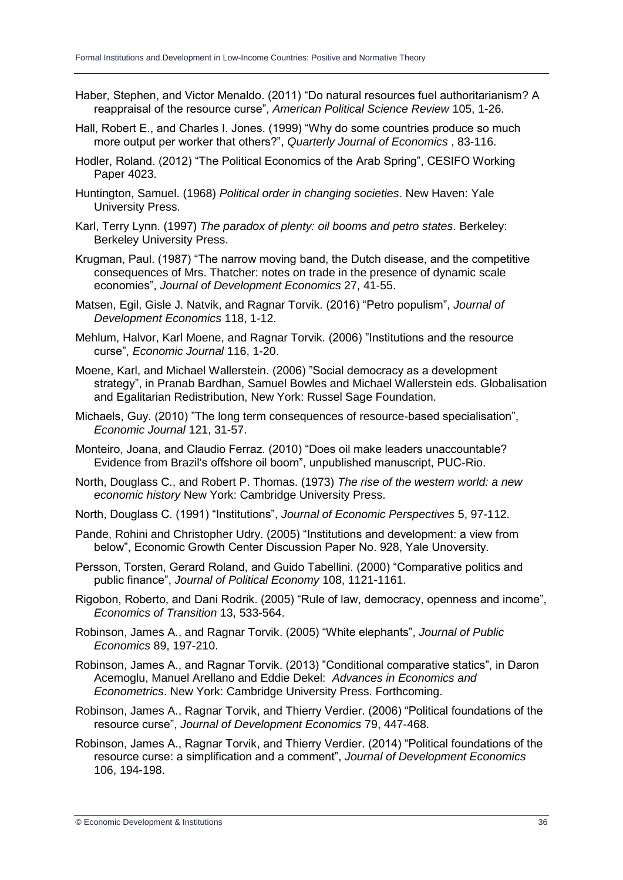Haber, Stephen, and Victor Menaldo. (2011) "Do natural resources fuel authoritarianism? A reappraisal of the resource curse", *American Political Science Review* 105, 1-26.

Hall, Robert E., and Charles I. Jones. (1999) "Why do some countries produce so much more output per worker that others?", *Quarterly Journal of Economics* , 83-116.

Hodler, Roland. (2012) "The Political Economics of the Arab Spring", CESIFO Working Paper 4023.

Huntington, Samuel. (1968) *Political order in changing societies*. New Haven: Yale University Press.

Karl, Terry Lynn. (1997) *The paradox of plenty: oil booms and petro states*. Berkeley: Berkeley University Press.

Krugman, Paul. (1987) "The narrow moving band, the Dutch disease, and the competitive consequences of Mrs. Thatcher: notes on trade in the presence of dynamic scale economies", *Journal of Development Economics* 27, 41-55.

Matsen, Egil, Gisle J. Natvik, and Ragnar Torvik. (2016) "Petro populism", *Journal of Development Economics* 118, 1-12.

Mehlum, Halvor, Karl Moene, and Ragnar Torvik. (2006) "Institutions and the resource curse", *Economic Journal* 116, 1-20.

Moene, Karl, and Michael Wallerstein. (2006) "Social democracy as a development strategy", in Pranab Bardhan, Samuel Bowles and Michael Wallerstein eds. Globalisation and Egalitarian Redistribution, New York: Russel Sage Foundation.

Michaels, Guy. (2010) "The long term consequences of resource-based specialisation", *Economic Journal* 121, 31-57.

Monteiro, Joana, and Claudio Ferraz. (2010) "Does oil make leaders unaccountable? Evidence from Brazil's offshore oil boom", unpublished manuscript, PUC-Rio.

North, Douglass C., and Robert P. Thomas. (1973) *The rise of the western world: a new economic history* New York: Cambridge University Press.

North, Douglass C. (1991) "Institutions", *Journal of Economic Perspectives* 5, 97-112.

Pande, Rohini and Christopher Udry. (2005) "Institutions and development: a view from below", Economic Growth Center Discussion Paper No. 928, Yale Unoversity.

Persson, Torsten, Gerard Roland, and Guido Tabellini. (2000) "Comparative politics and public finance", *Journal of Political Economy* 108, 1121-1161.

Rigobon, Roberto, and Dani Rodrik. (2005) "Rule of law, democracy, openness and income", *Economics of Transition* 13, 533-564.

Robinson, James A., and Ragnar Torvik. (2005) "White elephants", *Journal of Public Economics* 89, 197-210.

Robinson, James A., and Ragnar Torvik. (2013) "Conditional comparative statics", in Daron Acemoglu, Manuel Arellano and Eddie Dekel: *Advances in Economics and Econometrics*. New York: Cambridge University Press. Forthcoming.

Robinson, James A., Ragnar Torvik, and Thierry Verdier. (2006) "Political foundations of the resource curse", *Journal of Development Economics* 79, 447-468.

Robinson, James A., Ragnar Torvik, and Thierry Verdier. (2014) "Political foundations of the resource curse: a simplification and a comment", *Journal of Development Economics* 106, 194-198.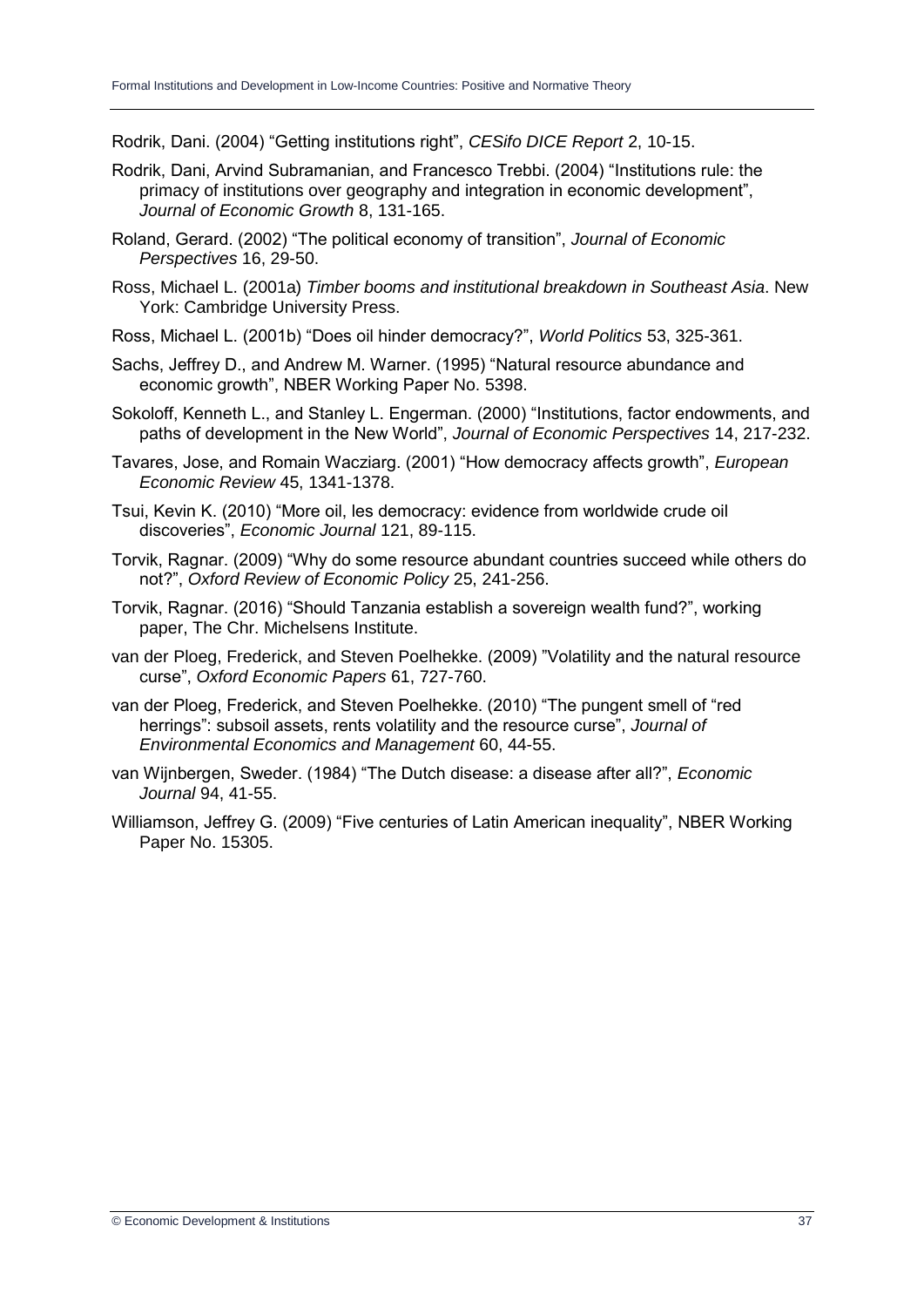Rodrik, Dani. (2004) “Getting institutions right”, *CESifo DICE Report* 2, 10-15.

Rodrik, Dani, Arvind Subramanian, and Francesco Trebbi. (2004) “Institutions rule: the primacy of institutions over geography and integration in economic development”, *Journal of Economic Growth* 8, 131-165.

Roland, Gerard. (2002) “The political economy of transition”, *Journal of Economic Perspectives* 16, 29-50.

Ross, Michael L. (2001a) *Timber booms and institutional breakdown in Southeast Asia*. New York: Cambridge University Press.

Ross, Michael L. (2001b) “Does oil hinder democracy?”, *World Politics* 53, 325-361.

Sachs, Jeffrey D., and Andrew M. Warner. (1995) “Natural resource abundance and economic growth”, NBER Working Paper No. 5398.

Sokoloff, Kenneth L., and Stanley L. Engerman. (2000) “Institutions, factor endowments, and paths of development in the New World”, *Journal of Economic Perspectives* 14, 217-232.

Tavares, Jose, and Romain Wacziarg. (2001) “How democracy affects growth”, *European Economic Review* 45, 1341-1378.

Tsui, Kevin K. (2010) “More oil, les democracy: evidence from worldwide crude oil discoveries”, *Economic Journal* 121, 89-115.

Torvik, Ragnar. (2009) “Why do some resource abundant countries succeed while others do not?”, *Oxford Review of Economic Policy* 25, 241-256.

Torvik, Ragnar. (2016) “Should Tanzania establish a sovereign wealth fund?”, working paper, The Chr. Michelsens Institute.

van der Ploeg, Frederick, and Steven Poelhekke. (2009) ”Volatility and the natural resource curse”, *Oxford Economic Papers* 61, 727-760.

van der Ploeg, Frederick, and Steven Poelhekke. (2010) “The pungent smell of “red herrings”: subsoil assets, rents volatility and the resource curse”, *Journal of Environmental Economics and Management* 60, 44-55.

van Wijnbergen, Sweder. (1984) “The Dutch disease: a disease after all?”, *Economic Journal* 94, 41-55.

Williamson, Jeffrey G. (2009) “Five centuries of Latin American inequality”, NBER Working Paper No. 15305.